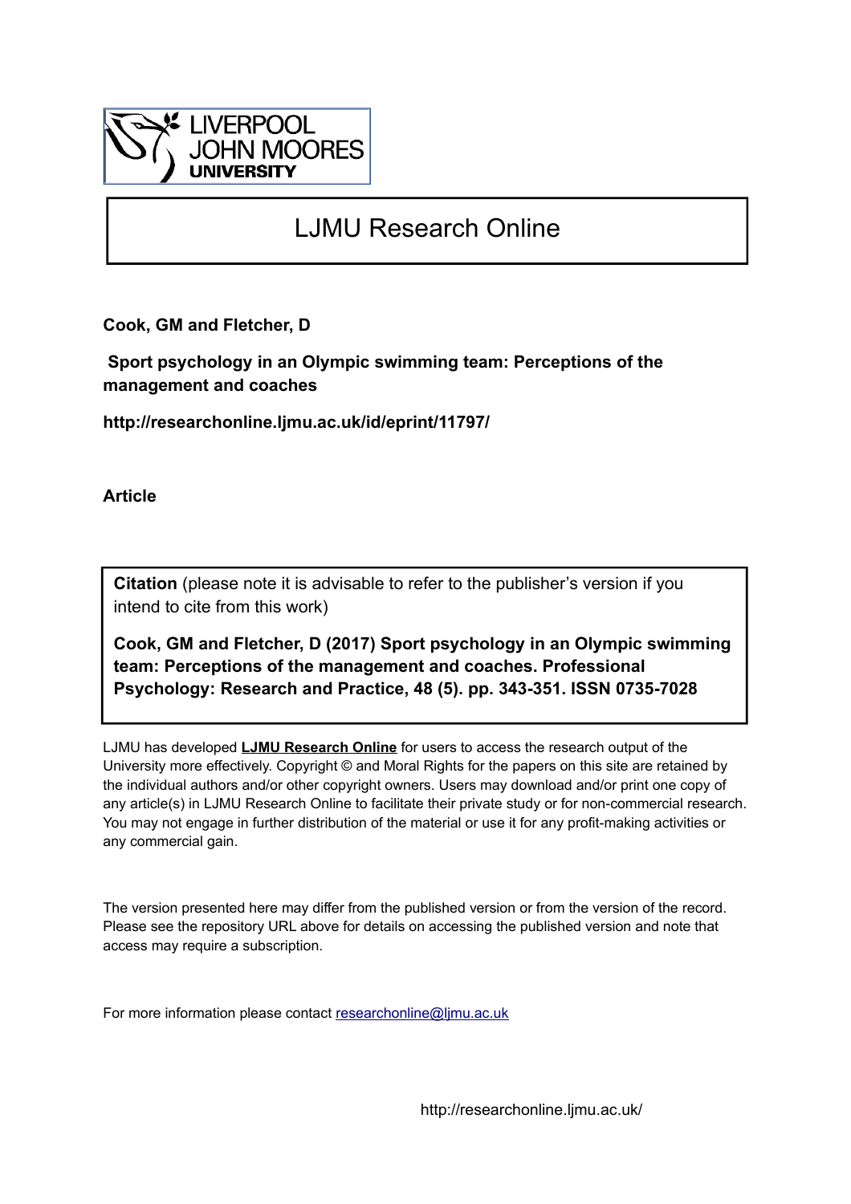LIVERPOOL JOHN MOORES UNIVERSITY

# LJMU Research Online

**Cook, GM and Fletcher, D**

**Sport psychology in an Olympic swimming team: Perceptions of the management and coaches**

**http://researchonline.ljmu.ac.uk/id/eprint/11797/**

**Article**

**Citation** (please note it is advisable to refer to the publisher's version if you intend to cite from this work)

**Cook, GM and Fletcher, D (2017) Sport psychology in an Olympic swimming team: Perceptions of the management and coaches. Professional Psychology: Research and Practice, 48 (5). pp. 343-351. ISSN 0735-7028**

LJMU has developed **LJMU Research Online** for users to access the research output of the University more effectively. Copyright © and Moral Rights for the papers on this site are retained by the individual authors and/or other copyright owners. Users may download and/or print one copy of any article(s) in LJMU Research Online to facilitate their private study or for non-commercial research. You may not engage in further distribution of the material or use it for any profit-making activities or any commercial gain.

The version presented here may differ from the published version or from the version of the record. Please see the repository URL above for details on accessing the published version and note that access may require a subscription.

For more information please contact researchonline@ljmu.ac.uk

http://researchonline.ljmu.ac.uk/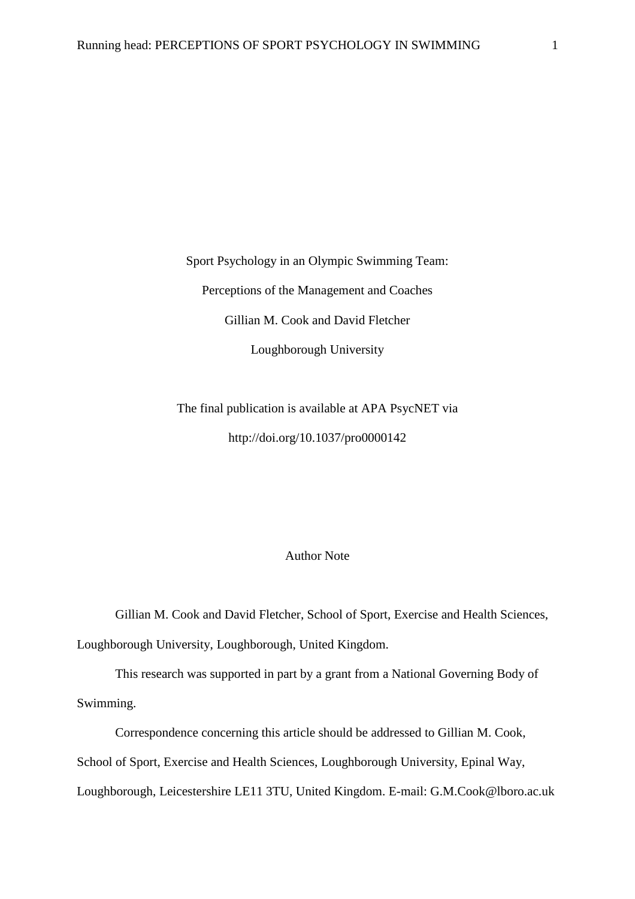Sport Psychology in an Olympic Swimming Team:

Perceptions of the Management and Coaches

Gillian M. Cook and David Fletcher

Loughborough University

The final publication is available at APA PsycNET via

http://doi.org/10.1037/pro0000142

Author Note

Gillian M. Cook and David Fletcher, School of Sport, Exercise and Health Sciences, Loughborough University, Loughborough, United Kingdom.

This research was supported in part by a grant from a National Governing Body of Swimming.

Correspondence concerning this article should be addressed to Gillian M. Cook, School of Sport, Exercise and Health Sciences, Loughborough University, Epinal Way, Loughborough, Leicestershire LE11 3TU, United Kingdom. E-mail: G.M.Cook@lboro.ac.uk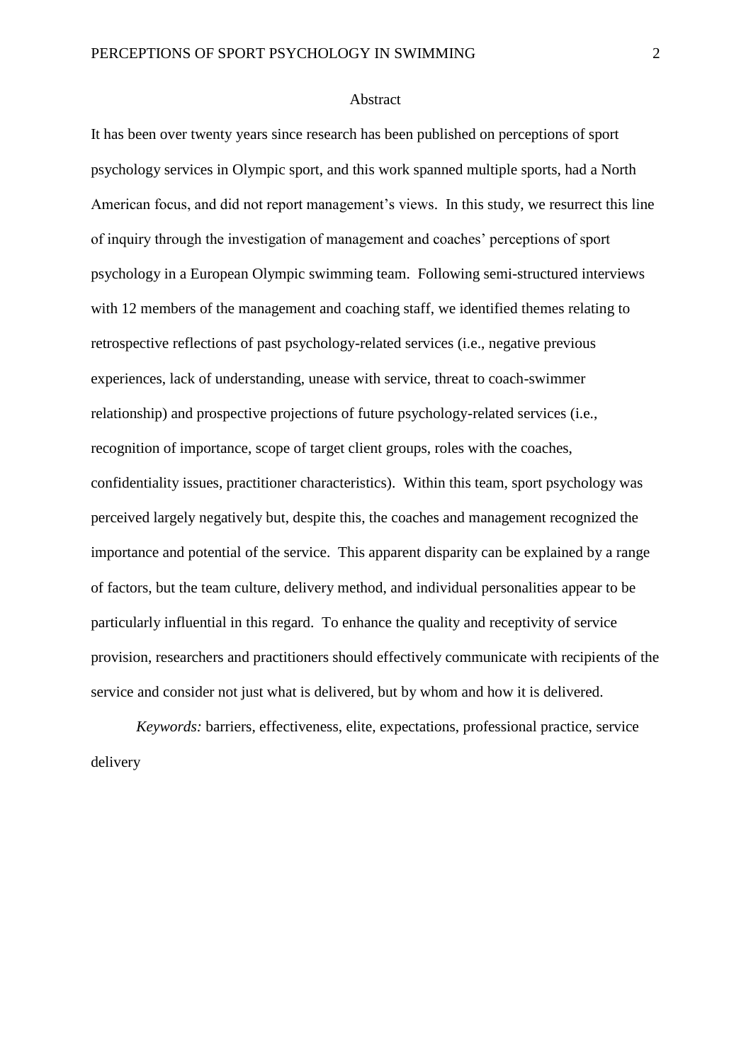# Abstract

It has been over twenty years since research has been published on perceptions of sport psychology services in Olympic sport, and this work spanned multiple sports, had a North American focus, and did not report management's views. In this study, we resurrect this line of inquiry through the investigation of management and coaches' perceptions of sport psychology in a European Olympic swimming team. Following semi-structured interviews with 12 members of the management and coaching staff, we identified themes relating to retrospective reflections of past psychology-related services (i.e., negative previous experiences, lack of understanding, unease with service, threat to coach-swimmer relationship) and prospective projections of future psychology-related services (i.e., recognition of importance, scope of target client groups, roles with the coaches, confidentiality issues, practitioner characteristics). Within this team, sport psychology was perceived largely negatively but, despite this, the coaches and management recognized the importance and potential of the service. This apparent disparity can be explained by a range of factors, but the team culture, delivery method, and individual personalities appear to be particularly influential in this regard. To enhance the quality and receptivity of service provision, researchers and practitioners should effectively communicate with recipients of the service and consider not just what is delivered, but by whom and how it is delivered.

*Keywords:* barriers, effectiveness, elite, expectations, professional practice, service delivery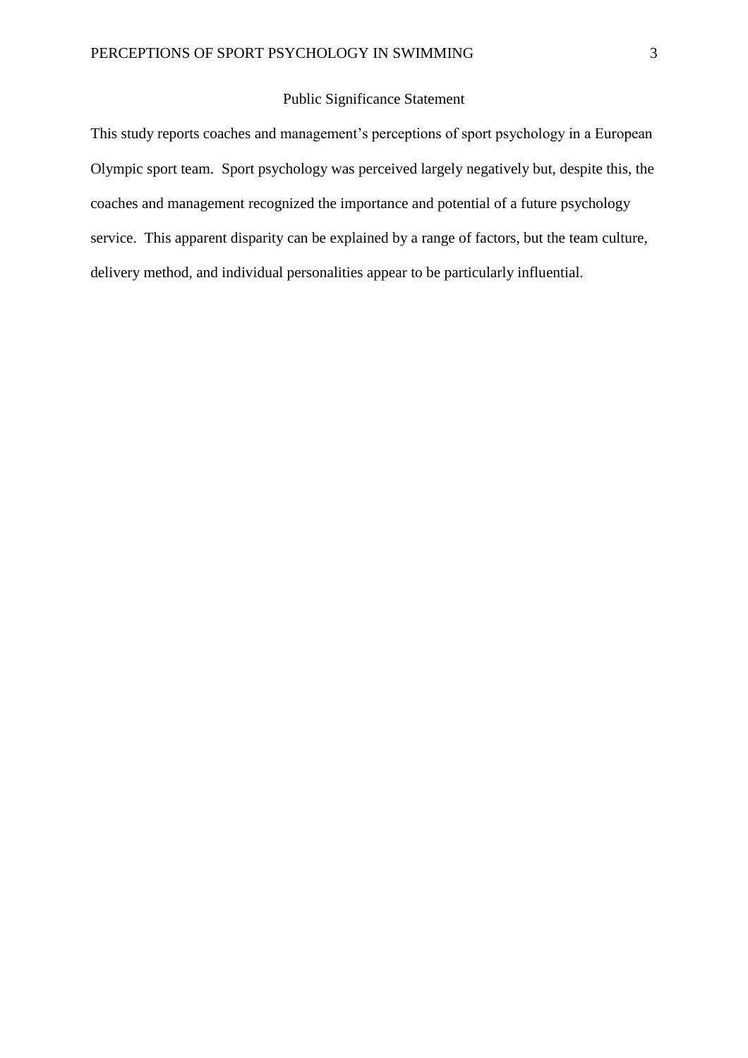## Public Significance Statement

This study reports coaches and management's perceptions of sport psychology in a European Olympic sport team. Sport psychology was perceived largely negatively but, despite this, the coaches and management recognized the importance and potential of a future psychology service. This apparent disparity can be explained by a range of factors, but the team culture, delivery method, and individual personalities appear to be particularly influential.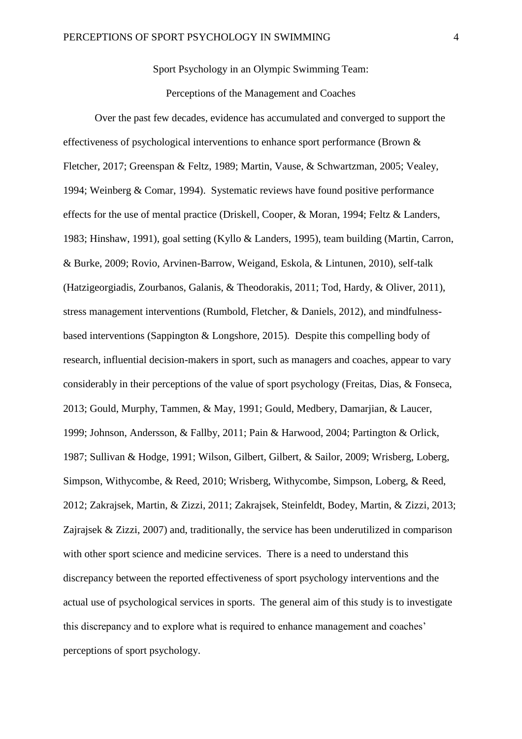Sport Psychology in an Olympic Swimming Team:

Perceptions of the Management and Coaches

Over the past few decades, evidence has accumulated and converged to support the effectiveness of psychological interventions to enhance sport performance (Brown & Fletcher, 2017; Greenspan & Feltz, 1989; Martin, Vause, & Schwartzman, 2005; Vealey, 1994; Weinberg & Comar, 1994). Systematic reviews have found positive performance effects for the use of mental practice (Driskell, Cooper, & Moran, 1994; Feltz & Landers, 1983; Hinshaw, 1991), goal setting (Kyllo & Landers, 1995), team building (Martin, Carron, & Burke, 2009; Rovio, Arvinen-Barrow, Weigand, Eskola, & Lintunen, 2010), self-talk (Hatzigeorgiadis, Zourbanos, Galanis, & Theodorakis, 2011; Tod, Hardy, & Oliver, 2011), stress management interventions (Rumbold, Fletcher, & Daniels, 2012), and mindfulness-based interventions (Sappington & Longshore, 2015). Despite this compelling body of research, influential decision-makers in sport, such as managers and coaches, appear to vary considerably in their perceptions of the value of sport psychology (Freitas, Dias, & Fonseca, 2013; Gould, Murphy, Tammen, & May, 1991; Gould, Medbery, Damarjian, & Laucer, 1999; Johnson, Andersson, & Fallby, 2011; Pain & Harwood, 2004; Partington & Orlick, 1987; Sullivan & Hodge, 1991; Wilson, Gilbert, Gilbert, & Sailor, 2009; Wrisberg, Loberg, Simpson, Withycombe, & Reed, 2010; Wrisberg, Withycombe, Simpson, Loberg, & Reed, 2012; Zakrajsek, Martin, & Zizzi, 2011; Zakrajsek, Steinfeldt, Bodey, Martin, & Zizzi, 2013; Zajrajsek & Zizzi, 2007) and, traditionally, the service has been underutilized in comparison with other sport science and medicine services. There is a need to understand this discrepancy between the reported effectiveness of sport psychology interventions and the actual use of psychological services in sports. The general aim of this study is to investigate this discrepancy and to explore what is required to enhance management and coaches' perceptions of sport psychology.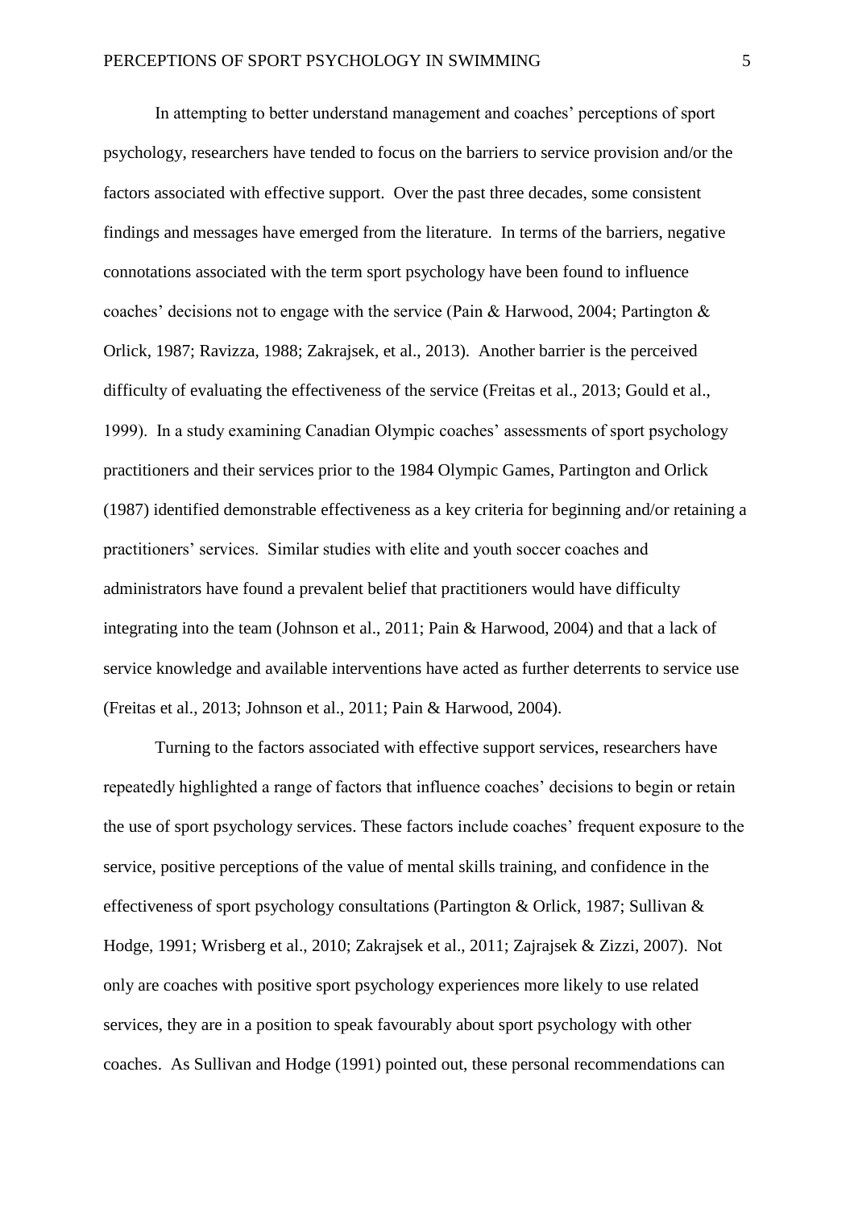In attempting to better understand management and coaches' perceptions of sport psychology, researchers have tended to focus on the barriers to service provision and/or the factors associated with effective support. Over the past three decades, some consistent findings and messages have emerged from the literature. In terms of the barriers, negative connotations associated with the term sport psychology have been found to influence coaches' decisions not to engage with the service (Pain & Harwood, 2004; Partington & Orlick, 1987; Ravizza, 1988; Zakrajsek, et al., 2013). Another barrier is the perceived difficulty of evaluating the effectiveness of the service (Freitas et al., 2013; Gould et al., 1999). In a study examining Canadian Olympic coaches' assessments of sport psychology practitioners and their services prior to the 1984 Olympic Games, Partington and Orlick (1987) identified demonstrable effectiveness as a key criteria for beginning and/or retaining a practitioners' services. Similar studies with elite and youth soccer coaches and administrators have found a prevalent belief that practitioners would have difficulty integrating into the team (Johnson et al., 2011; Pain & Harwood, 2004) and that a lack of service knowledge and available interventions have acted as further deterrents to service use (Freitas et al., 2013; Johnson et al., 2011; Pain & Harwood, 2004).

Turning to the factors associated with effective support services, researchers have repeatedly highlighted a range of factors that influence coaches' decisions to begin or retain the use of sport psychology services. These factors include coaches' frequent exposure to the service, positive perceptions of the value of mental skills training, and confidence in the effectiveness of sport psychology consultations (Partington & Orlick, 1987; Sullivan & Hodge, 1991; Wrisberg et al., 2010; Zakrajsek et al., 2011; Zajrajsek & Zizzi, 2007). Not only are coaches with positive sport psychology experiences more likely to use related services, they are in a position to speak favourably about sport psychology with other coaches. As Sullivan and Hodge (1991) pointed out, these personal recommendations can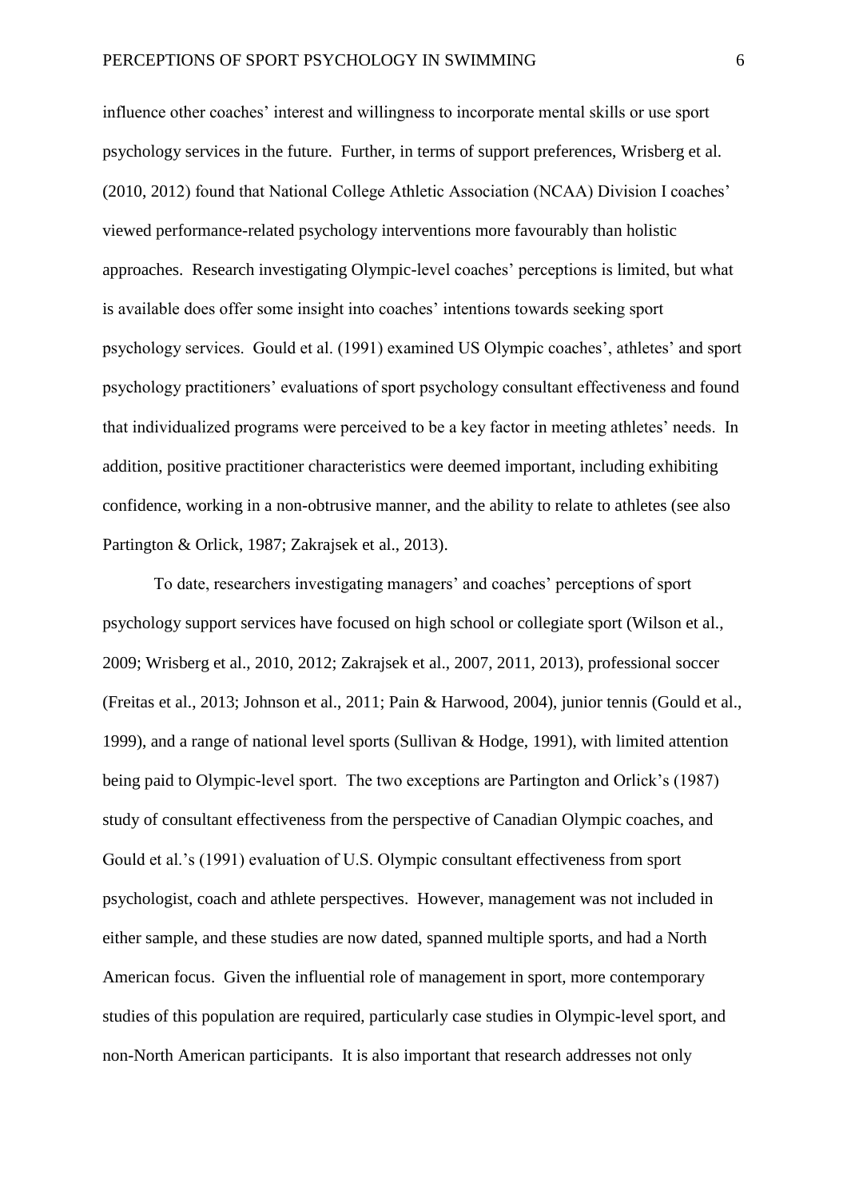influence other coaches' interest and willingness to incorporate mental skills or use sport psychology services in the future. Further, in terms of support preferences, Wrisberg et al. (2010, 2012) found that National College Athletic Association (NCAA) Division I coaches' viewed performance-related psychology interventions more favourably than holistic approaches. Research investigating Olympic-level coaches' perceptions is limited, but what is available does offer some insight into coaches' intentions towards seeking sport psychology services. Gould et al. (1991) examined US Olympic coaches', athletes' and sport psychology practitioners' evaluations of sport psychology consultant effectiveness and found that individualized programs were perceived to be a key factor in meeting athletes' needs. In addition, positive practitioner characteristics were deemed important, including exhibiting confidence, working in a non-obtrusive manner, and the ability to relate to athletes (see also Partington & Orlick, 1987; Zakrajsek et al., 2013).

To date, researchers investigating managers' and coaches' perceptions of sport psychology support services have focused on high school or collegiate sport (Wilson et al., 2009; Wrisberg et al., 2010, 2012; Zakrajsek et al., 2007, 2011, 2013), professional soccer (Freitas et al., 2013; Johnson et al., 2011; Pain & Harwood, 2004), junior tennis (Gould et al., 1999), and a range of national level sports (Sullivan & Hodge, 1991), with limited attention being paid to Olympic-level sport. The two exceptions are Partington and Orlick's (1987) study of consultant effectiveness from the perspective of Canadian Olympic coaches, and Gould et al.'s (1991) evaluation of U.S. Olympic consultant effectiveness from sport psychologist, coach and athlete perspectives. However, management was not included in either sample, and these studies are now dated, spanned multiple sports, and had a North American focus. Given the influential role of management in sport, more contemporary studies of this population are required, particularly case studies in Olympic-level sport, and non-North American participants. It is also important that research addresses not only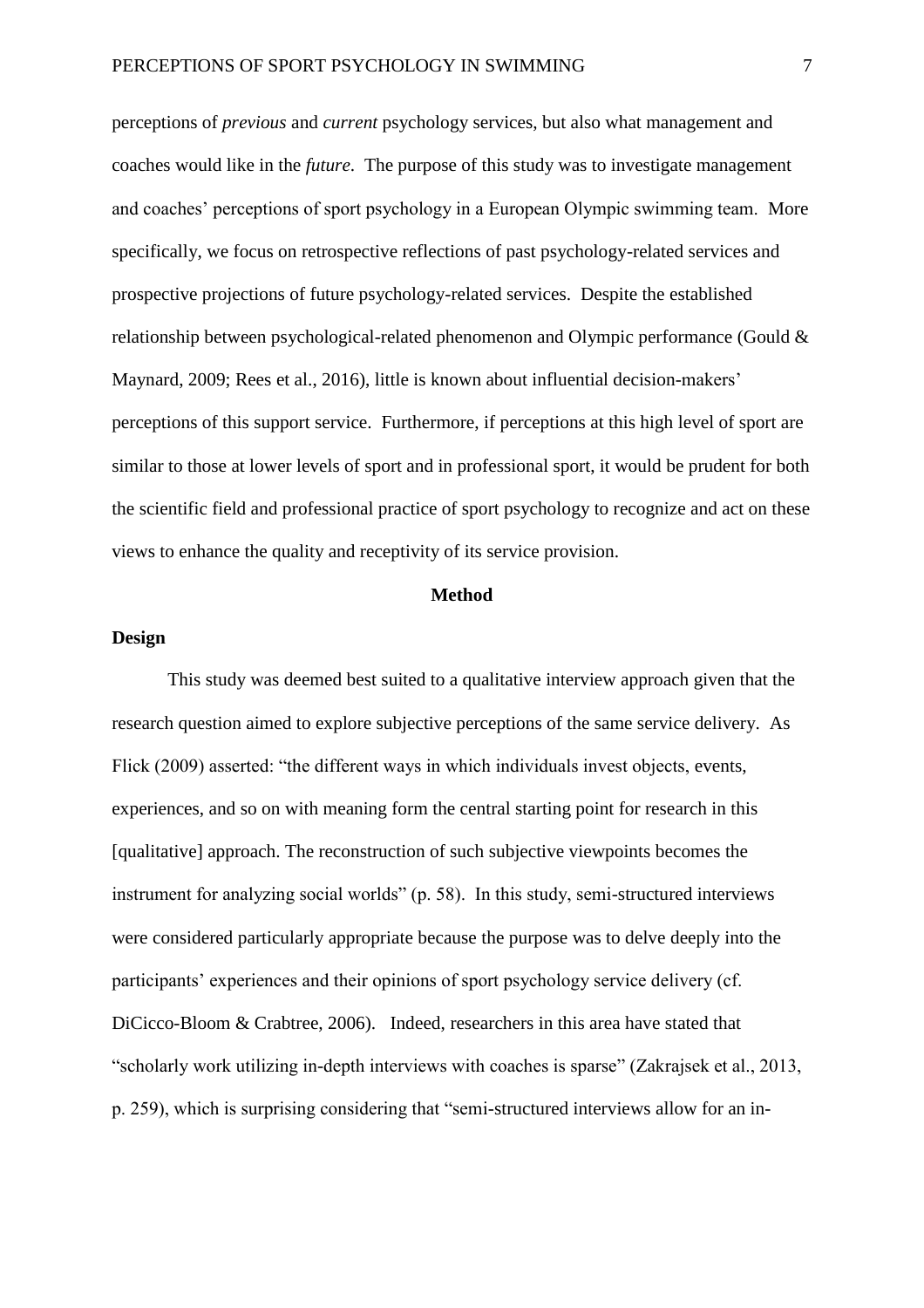perceptions of *previous* and *current* psychology services, but also what management and coaches would like in the *future*. The purpose of this study was to investigate management and coaches' perceptions of sport psychology in a European Olympic swimming team. More specifically, we focus on retrospective reflections of past psychology-related services and prospective projections of future psychology-related services. Despite the established relationship between psychological-related phenomenon and Olympic performance (Gould & Maynard, 2009; Rees et al., 2016), little is known about influential decision-makers' perceptions of this support service. Furthermore, if perceptions at this high level of sport are similar to those at lower levels of sport and in professional sport, it would be prudent for both the scientific field and professional practice of sport psychology to recognize and act on these views to enhance the quality and receptivity of its service provision.

## Method

### Design

This study was deemed best suited to a qualitative interview approach given that the research question aimed to explore subjective perceptions of the same service delivery. As Flick (2009) asserted: "the different ways in which individuals invest objects, events, experiences, and so on with meaning form the central starting point for research in this [qualitative] approach. The reconstruction of such subjective viewpoints becomes the instrument for analyzing social worlds" (p. 58). In this study, semi-structured interviews were considered particularly appropriate because the purpose was to delve deeply into the participants' experiences and their opinions of sport psychology service delivery (cf. DiCicco-Bloom & Crabtree, 2006). Indeed, researchers in this area have stated that "scholarly work utilizing in-depth interviews with coaches is sparse" (Zakrajsek et al., 2013, p. 259), which is surprising considering that "semi-structured interviews allow for an in-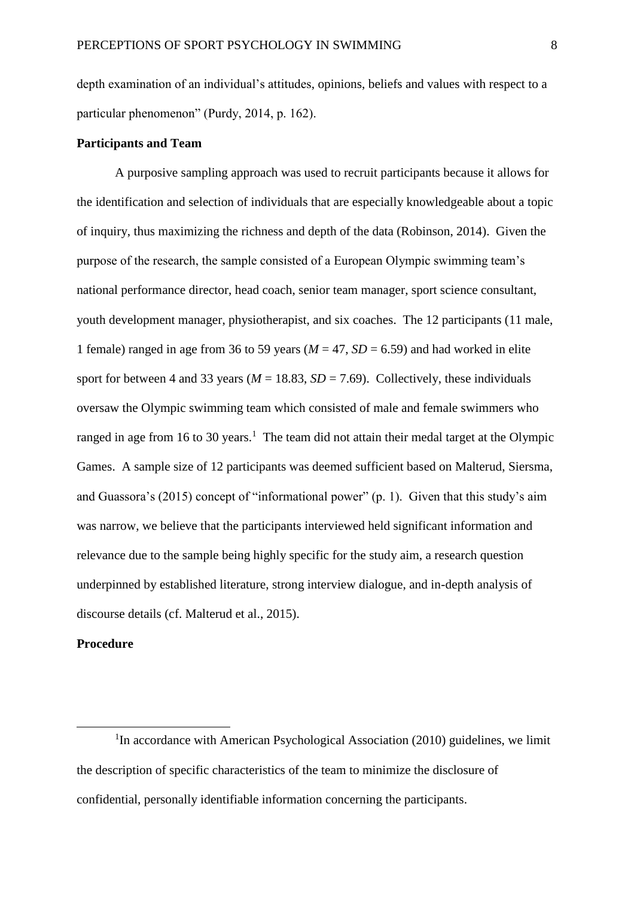depth examination of an individual's attitudes, opinions, beliefs and values with respect to a particular phenomenon" (Purdy, 2014, p. 162).

**Participants and Team**

A purposive sampling approach was used to recruit participants because it allows for the identification and selection of individuals that are especially knowledgeable about a topic of inquiry, thus maximizing the richness and depth of the data (Robinson, 2014). Given the purpose of the research, the sample consisted of a European Olympic swimming team's national performance director, head coach, senior team manager, sport science consultant, youth development manager, physiotherapist, and six coaches. The 12 participants (11 male, 1 female) ranged in age from 36 to 59 years ($M = 47$, $SD = 6.59$) and had worked in elite sport for between 4 and 33 years ($M = 18.83$, $SD = 7.69$). Collectively, these individuals oversaw the Olympic swimming team which consisted of male and female swimmers who ranged in age from 16 to 30 years.[1] The team did not attain their medal target at the Olympic Games. A sample size of 12 participants was deemed sufficient based on Malterud, Siersma, and Guassora's (2015) concept of "informational power" (p. 1). Given that this study's aim was narrow, we believe that the participants interviewed held significant information and relevance due to the sample being highly specific for the study aim, a research question underpinned by established literature, strong interview dialogue, and in-depth analysis of discourse details (cf. Malterud et al., 2015).

**Procedure**

[1] In accordance with American Psychological Association (2010) guidelines, we limit the description of specific characteristics of the team to minimize the disclosure of confidential, personally identifiable information concerning the participants.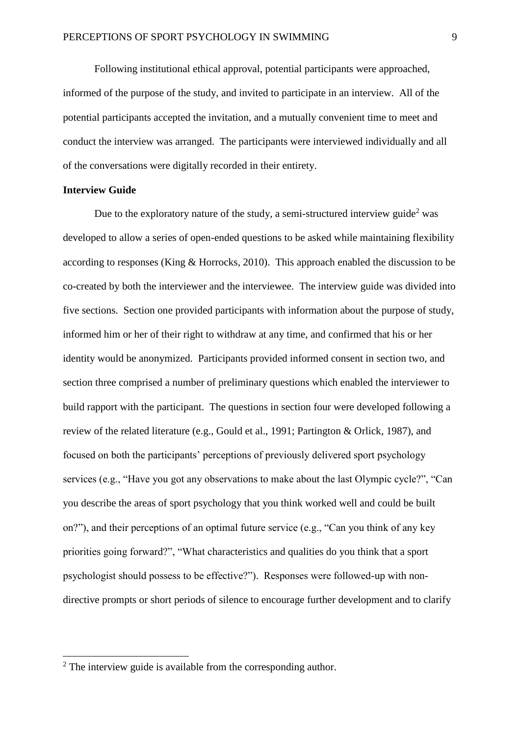Following institutional ethical approval, potential participants were approached, informed of the purpose of the study, and invited to participate in an interview. All of the potential participants accepted the invitation, and a mutually convenient time to meet and conduct the interview was arranged. The participants were interviewed individually and all of the conversations were digitally recorded in their entirety.

**Interview Guide**

Due to the exploratory nature of the study, a semi-structured interview guide[2] was developed to allow a series of open-ended questions to be asked while maintaining flexibility according to responses (King & Horrocks, 2010). This approach enabled the discussion to be co-created by both the interviewer and the interviewee. The interview guide was divided into five sections. Section one provided participants with information about the purpose of study, informed him or her of their right to withdraw at any time, and confirmed that his or her identity would be anonymized. Participants provided informed consent in section two, and section three comprised a number of preliminary questions which enabled the interviewer to build rapport with the participant. The questions in section four were developed following a review of the related literature (e.g., Gould et al., 1991; Partington & Orlick, 1987), and focused on both the participants' perceptions of previously delivered sport psychology services (e.g., "Have you got any observations to make about the last Olympic cycle?", "Can you describe the areas of sport psychology that you think worked well and could be built on?"), and their perceptions of an optimal future service (e.g., "Can you think of any key priorities going forward?", "What characteristics and qualities do you think that a sport psychologist should possess to be effective?"). Responses were followed-up with non-directive prompts or short periods of silence to encourage further development and to clarify

[2] The interview guide is available from the corresponding author.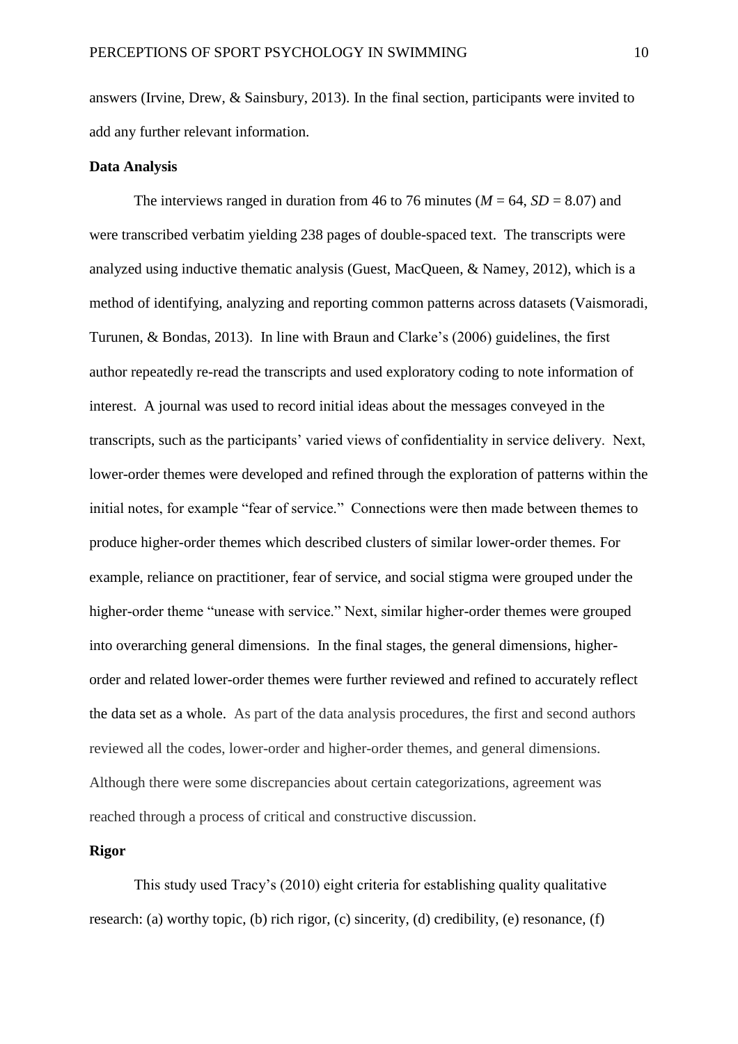answers (Irvine, Drew, & Sainsbury, 2013). In the final section, participants were invited to add any further relevant information.

## Data Analysis

The interviews ranged in duration from 46 to 76 minutes ($M = 64$, $SD = 8.07$) and were transcribed verbatim yielding 238 pages of double-spaced text. The transcripts were analyzed using inductive thematic analysis (Guest, MacQueen, & Namey, 2012), which is a method of identifying, analyzing and reporting common patterns across datasets (Vaismoradi, Turunen, & Bondas, 2013). In line with Braun and Clarke's (2006) guidelines, the first author repeatedly re-read the transcripts and used exploratory coding to note information of interest. A journal was used to record initial ideas about the messages conveyed in the transcripts, such as the participants' varied views of confidentiality in service delivery. Next, lower-order themes were developed and refined through the exploration of patterns within the initial notes, for example "fear of service." Connections were then made between themes to produce higher-order themes which described clusters of similar lower-order themes. For example, reliance on practitioner, fear of service, and social stigma were grouped under the higher-order theme "unease with service." Next, similar higher-order themes were grouped into overarching general dimensions. In the final stages, the general dimensions, higher-order and related lower-order themes were further reviewed and refined to accurately reflect the data set as a whole. As part of the data analysis procedures, the first and second authors reviewed all the codes, lower-order and higher-order themes, and general dimensions. Although there were some discrepancies about certain categorizations, agreement was reached through a process of critical and constructive discussion.

## Rigor

This study used Tracy's (2010) eight criteria for establishing quality qualitative research: (a) worthy topic, (b) rich rigor, (c) sincerity, (d) credibility, (e) resonance, (f)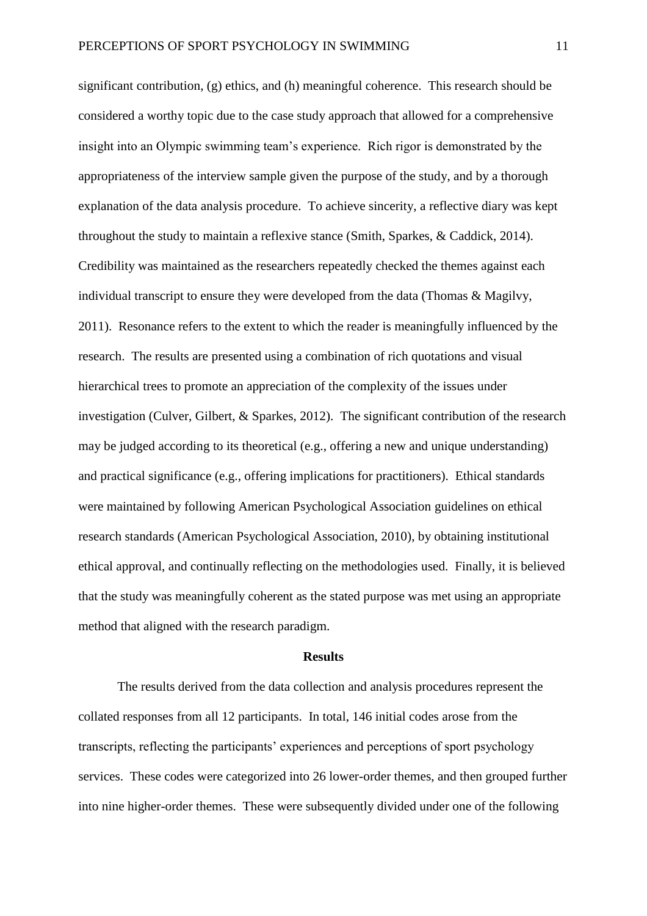significant contribution, (g) ethics, and (h) meaningful coherence. This research should be considered a worthy topic due to the case study approach that allowed for a comprehensive insight into an Olympic swimming team's experience. Rich rigor is demonstrated by the appropriateness of the interview sample given the purpose of the study, and by a thorough explanation of the data analysis procedure. To achieve sincerity, a reflective diary was kept throughout the study to maintain a reflexive stance (Smith, Sparkes, & Caddick, 2014). Credibility was maintained as the researchers repeatedly checked the themes against each individual transcript to ensure they were developed from the data (Thomas & Magilvy, 2011). Resonance refers to the extent to which the reader is meaningfully influenced by the research. The results are presented using a combination of rich quotations and visual hierarchical trees to promote an appreciation of the complexity of the issues under investigation (Culver, Gilbert, & Sparkes, 2012). The significant contribution of the research may be judged according to its theoretical (e.g., offering a new and unique understanding) and practical significance (e.g., offering implications for practitioners). Ethical standards were maintained by following American Psychological Association guidelines on ethical research standards (American Psychological Association, 2010), by obtaining institutional ethical approval, and continually reflecting on the methodologies used. Finally, it is believed that the study was meaningfully coherent as the stated purpose was met using an appropriate method that aligned with the research paradigm.

## Results

The results derived from the data collection and analysis procedures represent the collated responses from all 12 participants. In total, 146 initial codes arose from the transcripts, reflecting the participants' experiences and perceptions of sport psychology services. These codes were categorized into 26 lower-order themes, and then grouped further into nine higher-order themes. These were subsequently divided under one of the following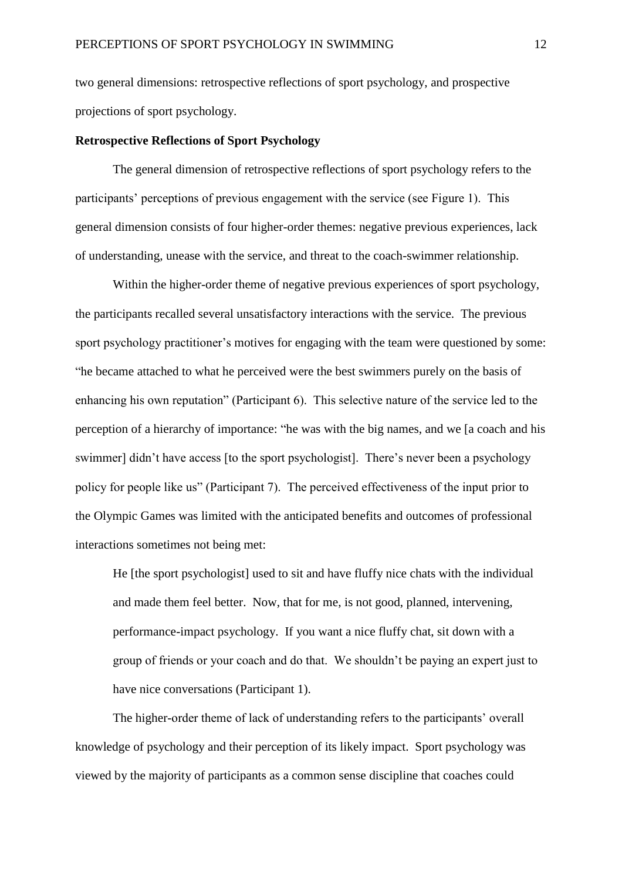two general dimensions: retrospective reflections of sport psychology, and prospective projections of sport psychology.

**Retrospective Reflections of Sport Psychology**

The general dimension of retrospective reflections of sport psychology refers to the participants' perceptions of previous engagement with the service (see Figure 1). This general dimension consists of four higher-order themes: negative previous experiences, lack of understanding, unease with the service, and threat to the coach-swimmer relationship.

Within the higher-order theme of negative previous experiences of sport psychology, the participants recalled several unsatisfactory interactions with the service. The previous sport psychology practitioner's motives for engaging with the team were questioned by some: "he became attached to what he perceived were the best swimmers purely on the basis of enhancing his own reputation" (Participant 6). This selective nature of the service led to the perception of a hierarchy of importance: "he was with the big names, and we [a coach and his swimmer] didn't have access [to the sport psychologist]. There's never been a psychology policy for people like us" (Participant 7). The perceived effectiveness of the input prior to the Olympic Games was limited with the anticipated benefits and outcomes of professional interactions sometimes not being met:

> He [the sport psychologist] used to sit and have fluffy nice chats with the individual and made them feel better. Now, that for me, is not good, planned, intervening, performance-impact psychology. If you want a nice fluffy chat, sit down with a group of friends or your coach and do that. We shouldn't be paying an expert just to have nice conversations (Participant 1).

The higher-order theme of lack of understanding refers to the participants' overall knowledge of psychology and their perception of its likely impact. Sport psychology was viewed by the majority of participants as a common sense discipline that coaches could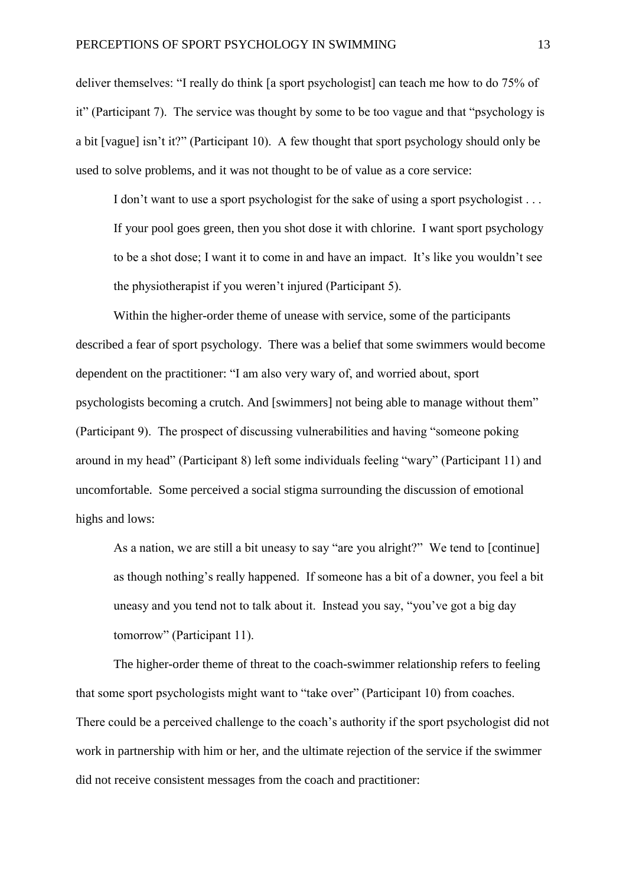deliver themselves: "I really do think [a sport psychologist] can teach me how to do 75% of it" (Participant 7). The service was thought by some to be too vague and that "psychology is a bit [vague] isn't it?" (Participant 10). A few thought that sport psychology should only be used to solve problems, and it was not thought to be of value as a core service:

> I don't want to use a sport psychologist for the sake of using a sport psychologist . . . If your pool goes green, then you shot dose it with chlorine. I want sport psychology to be a shot dose; I want it to come in and have an impact. It's like you wouldn't see the physiotherapist if you weren't injured (Participant 5).

Within the higher-order theme of unease with service, some of the participants described a fear of sport psychology. There was a belief that some swimmers would become dependent on the practitioner: "I am also very wary of, and worried about, sport psychologists becoming a crutch. And [swimmers] not being able to manage without them" (Participant 9). The prospect of discussing vulnerabilities and having "someone poking around in my head" (Participant 8) left some individuals feeling "wary" (Participant 11) and uncomfortable. Some perceived a social stigma surrounding the discussion of emotional highs and lows:

> As a nation, we are still a bit uneasy to say "are you alright?" We tend to [continue] as though nothing's really happened. If someone has a bit of a downer, you feel a bit uneasy and you tend not to talk about it. Instead you say, "you've got a big day tomorrow" (Participant 11).

The higher-order theme of threat to the coach-swimmer relationship refers to feeling that some sport psychologists might want to "take over" (Participant 10) from coaches. There could be a perceived challenge to the coach's authority if the sport psychologist did not work in partnership with him or her, and the ultimate rejection of the service if the swimmer did not receive consistent messages from the coach and practitioner: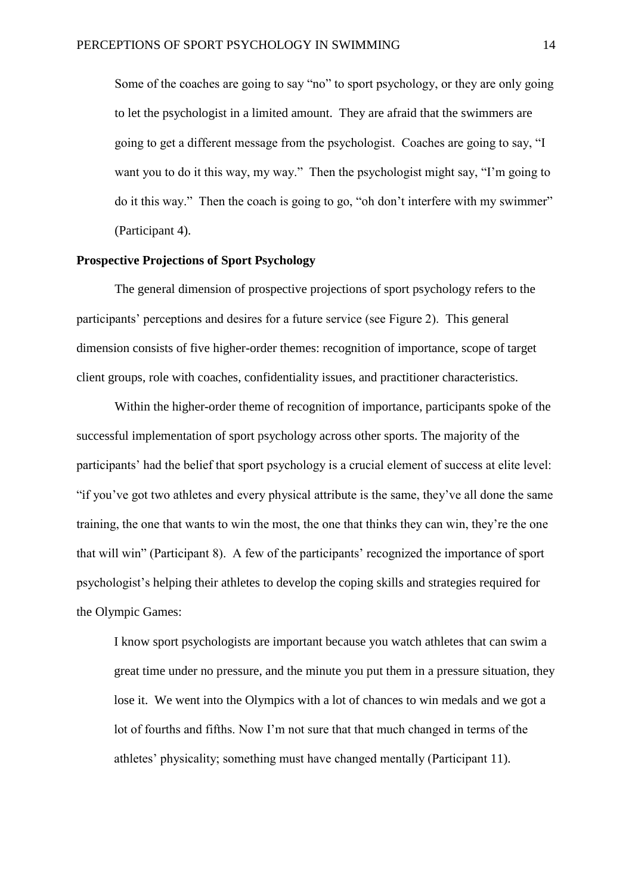> Some of the coaches are going to say "no" to sport psychology, or they are only going to let the psychologist in a limited amount. They are afraid that the swimmers are going to get a different message from the psychologist. Coaches are going to say, "I want you to do it this way, my way." Then the psychologist might say, "I'm going to do it this way." Then the coach is going to go, "oh don't interfere with my swimmer" (Participant 4).

**Prospective Projections of Sport Psychology**

The general dimension of prospective projections of sport psychology refers to the participants' perceptions and desires for a future service (see Figure 2). This general dimension consists of five higher-order themes: recognition of importance, scope of target client groups, role with coaches, confidentiality issues, and practitioner characteristics.

Within the higher-order theme of recognition of importance, participants spoke of the successful implementation of sport psychology across other sports. The majority of the participants' had the belief that sport psychology is a crucial element of success at elite level: "if you've got two athletes and every physical attribute is the same, they've all done the same training, the one that wants to win the most, the one that thinks they can win, they're the one that will win" (Participant 8). A few of the participants' recognized the importance of sport psychologist's helping their athletes to develop the coping skills and strategies required for the Olympic Games:

> I know sport psychologists are important because you watch athletes that can swim a great time under no pressure, and the minute you put them in a pressure situation, they lose it. We went into the Olympics with a lot of chances to win medals and we got a lot of fourths and fifths. Now I'm not sure that that much changed in terms of the athletes' physicality; something must have changed mentally (Participant 11).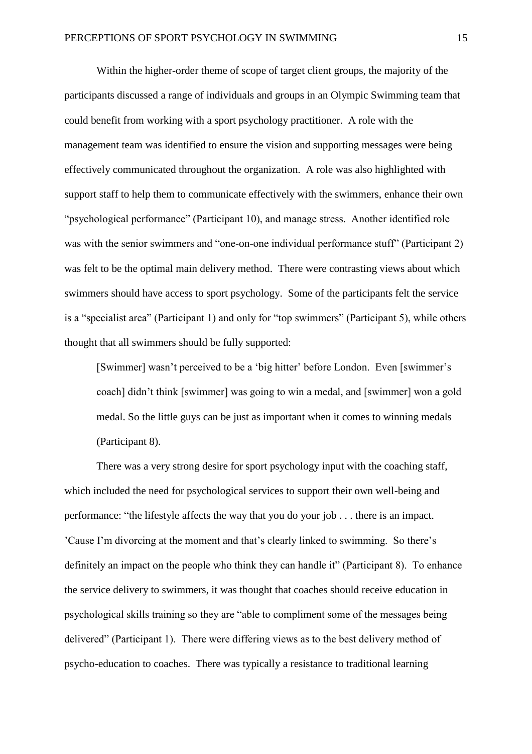Within the higher-order theme of scope of target client groups, the majority of the participants discussed a range of individuals and groups in an Olympic Swimming team that could benefit from working with a sport psychology practitioner. A role with the management team was identified to ensure the vision and supporting messages were being effectively communicated throughout the organization. A role was also highlighted with support staff to help them to communicate effectively with the swimmers, enhance their own "psychological performance" (Participant 10), and manage stress. Another identified role was with the senior swimmers and "one-on-one individual performance stuff" (Participant 2) was felt to be the optimal main delivery method. There were contrasting views about which swimmers should have access to sport psychology. Some of the participants felt the service is a "specialist area" (Participant 1) and only for "top swimmers" (Participant 5), while others thought that all swimmers should be fully supported:

> [Swimmer] wasn't perceived to be a 'big hitter' before London. Even [swimmer's coach] didn't think [swimmer] was going to win a medal, and [swimmer] won a gold medal. So the little guys can be just as important when it comes to winning medals (Participant 8).

There was a very strong desire for sport psychology input with the coaching staff, which included the need for psychological services to support their own well-being and performance: "the lifestyle affects the way that you do your job . . . there is an impact. 'Cause I'm divorcing at the moment and that's clearly linked to swimming. So there's definitely an impact on the people who think they can handle it" (Participant 8). To enhance the service delivery to swimmers, it was thought that coaches should receive education in psychological skills training so they are "able to compliment some of the messages being delivered" (Participant 1). There were differing views as to the best delivery method of psycho-education to coaches. There was typically a resistance to traditional learning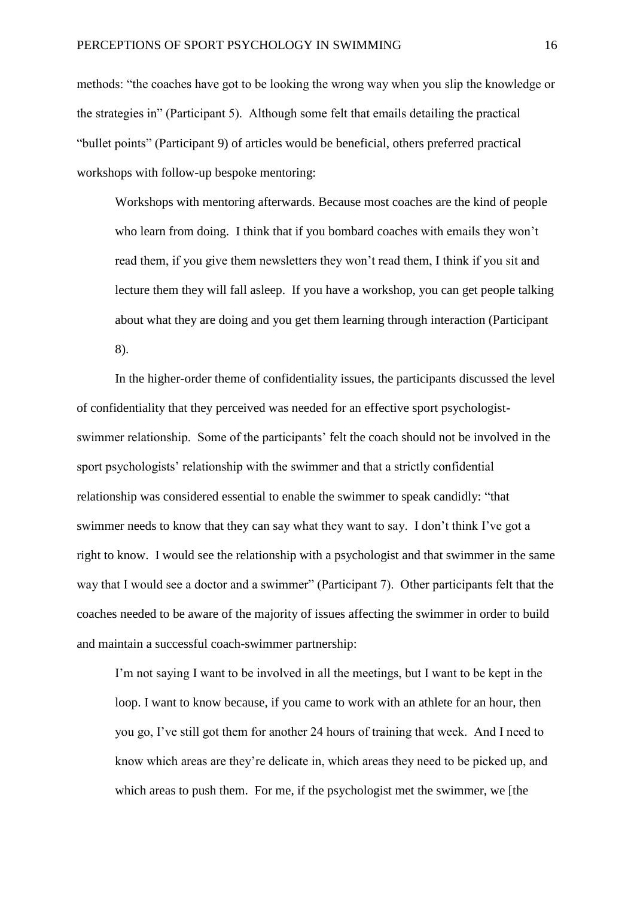methods: "the coaches have got to be looking the wrong way when you slip the knowledge or the strategies in" (Participant 5). Although some felt that emails detailing the practical "bullet points" (Participant 9) of articles would be beneficial, others preferred practical workshops with follow-up bespoke mentoring:

> Workshops with mentoring afterwards. Because most coaches are the kind of people who learn from doing. I think that if you bombard coaches with emails they won't read them, if you give them newsletters they won't read them, I think if you sit and lecture them they will fall asleep. If you have a workshop, you can get people talking about what they are doing and you get them learning through interaction (Participant 8).

In the higher-order theme of confidentiality issues, the participants discussed the level of confidentiality that they perceived was needed for an effective sport psychologist-swimmer relationship. Some of the participants' felt the coach should not be involved in the sport psychologists' relationship with the swimmer and that a strictly confidential relationship was considered essential to enable the swimmer to speak candidly: "that swimmer needs to know that they can say what they want to say. I don't think I've got a right to know. I would see the relationship with a psychologist and that swimmer in the same way that I would see a doctor and a swimmer" (Participant 7). Other participants felt that the coaches needed to be aware of the majority of issues affecting the swimmer in order to build and maintain a successful coach-swimmer partnership:

> I'm not saying I want to be involved in all the meetings, but I want to be kept in the loop. I want to know because, if you came to work with an athlete for an hour, then you go, I've still got them for another 24 hours of training that week. And I need to know which areas are they're delicate in, which areas they need to be picked up, and which areas to push them. For me, if the psychologist met the swimmer, we [the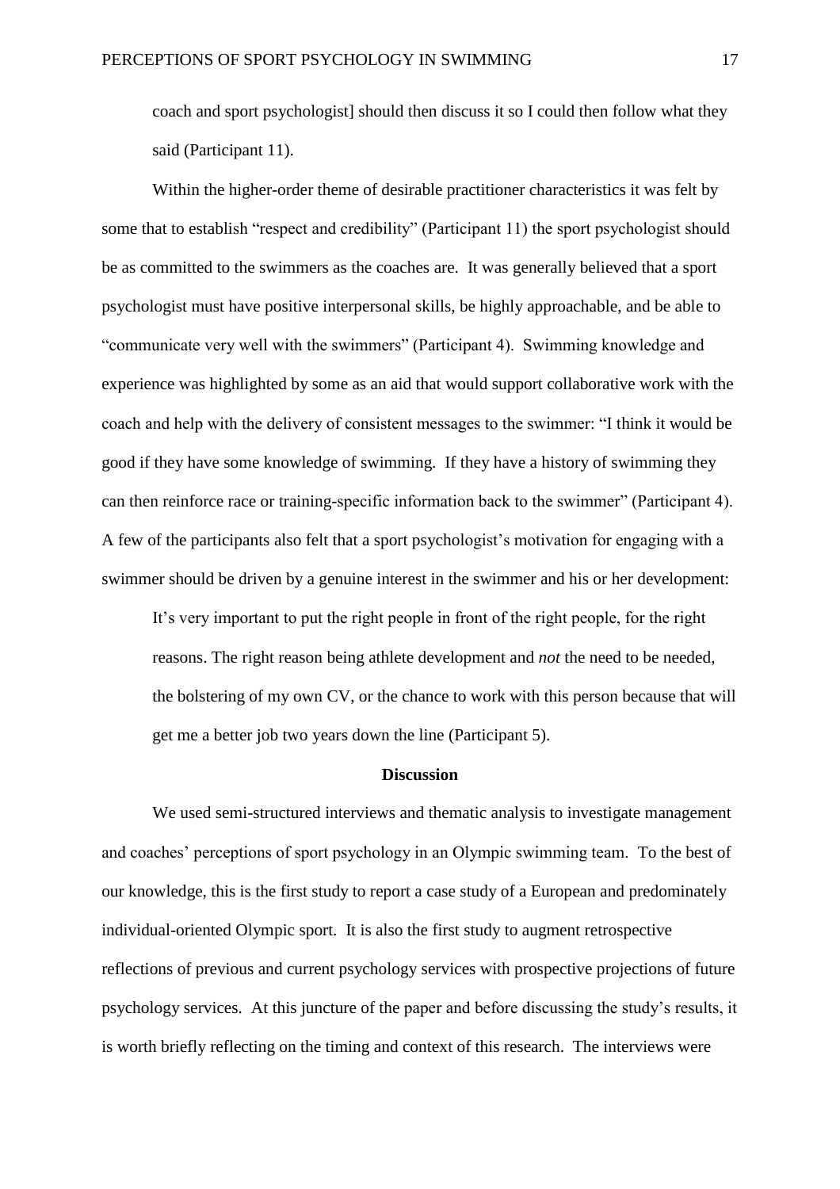> coach and sport psychologist] should then discuss it so I could then follow what they said (Participant 11).

Within the higher-order theme of desirable practitioner characteristics it was felt by some that to establish "respect and credibility" (Participant 11) the sport psychologist should be as committed to the swimmers as the coaches are. It was generally believed that a sport psychologist must have positive interpersonal skills, be highly approachable, and be able to "communicate very well with the swimmers" (Participant 4). Swimming knowledge and experience was highlighted by some as an aid that would support collaborative work with the coach and help with the delivery of consistent messages to the swimmer: "I think it would be good if they have some knowledge of swimming. If they have a history of swimming they can then reinforce race or training-specific information back to the swimmer" (Participant 4). A few of the participants also felt that a sport psychologist's motivation for engaging with a swimmer should be driven by a genuine interest in the swimmer and his or her development:

> It's very important to put the right people in front of the right people, for the right reasons. The right reason being athlete development and *not* the need to be needed, the bolstering of my own CV, or the chance to work with this person because that will get me a better job two years down the line (Participant 5).

## Discussion

We used semi-structured interviews and thematic analysis to investigate management and coaches' perceptions of sport psychology in an Olympic swimming team. To the best of our knowledge, this is the first study to report a case study of a European and predominately individual-oriented Olympic sport. It is also the first study to augment retrospective reflections of previous and current psychology services with prospective projections of future psychology services. At this juncture of the paper and before discussing the study's results, it is worth briefly reflecting on the timing and context of this research. The interviews were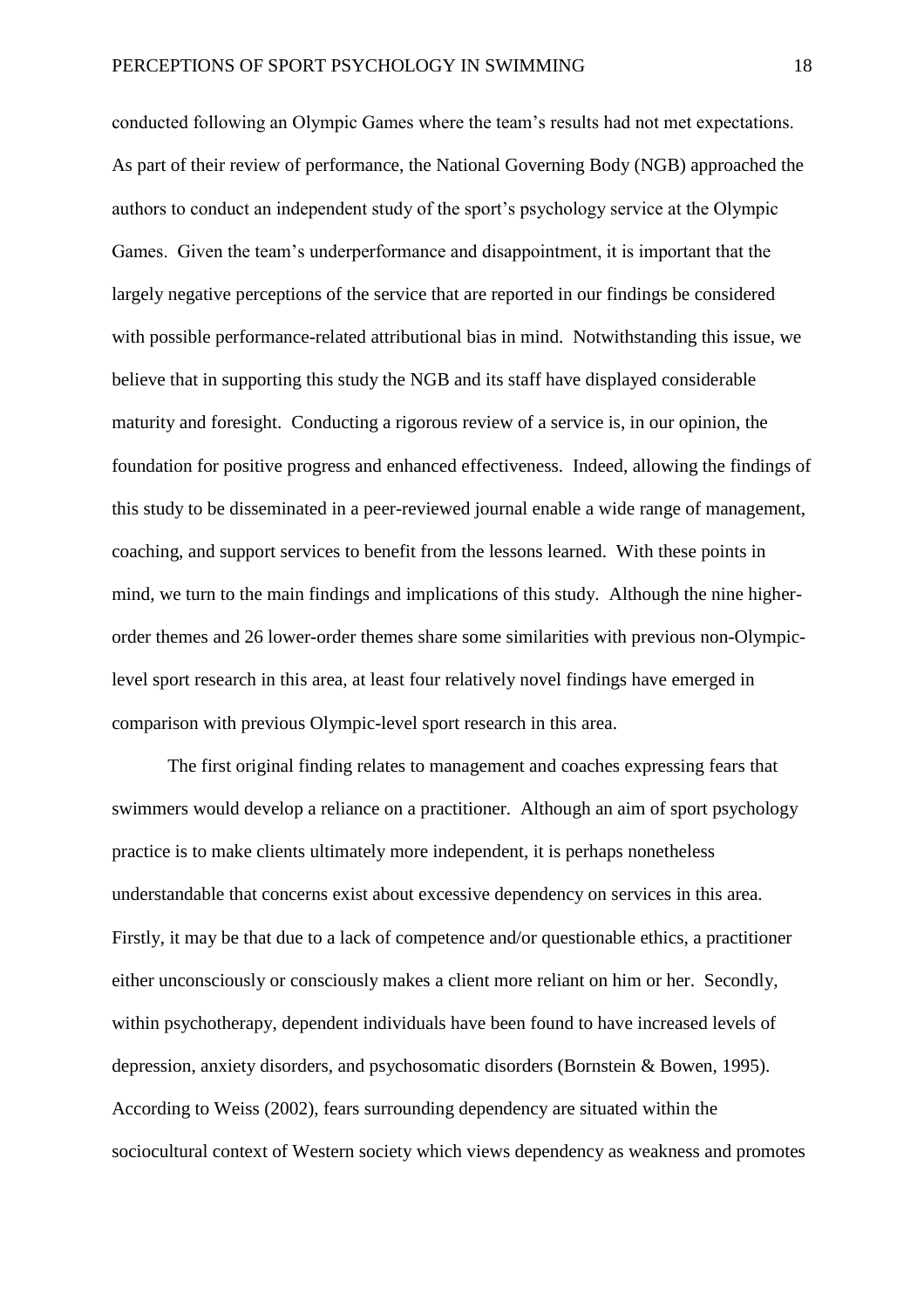conducted following an Olympic Games where the team's results had not met expectations. As part of their review of performance, the National Governing Body (NGB) approached the authors to conduct an independent study of the sport's psychology service at the Olympic Games. Given the team's underperformance and disappointment, it is important that the largely negative perceptions of the service that are reported in our findings be considered with possible performance-related attributional bias in mind. Notwithstanding this issue, we believe that in supporting this study the NGB and its staff have displayed considerable maturity and foresight. Conducting a rigorous review of a service is, in our opinion, the foundation for positive progress and enhanced effectiveness. Indeed, allowing the findings of this study to be disseminated in a peer-reviewed journal enable a wide range of management, coaching, and support services to benefit from the lessons learned. With these points in mind, we turn to the main findings and implications of this study. Although the nine higher-order themes and 26 lower-order themes share some similarities with previous non-Olympic-level sport research in this area, at least four relatively novel findings have emerged in comparison with previous Olympic-level sport research in this area.

The first original finding relates to management and coaches expressing fears that swimmers would develop a reliance on a practitioner. Although an aim of sport psychology practice is to make clients ultimately more independent, it is perhaps nonetheless understandable that concerns exist about excessive dependency on services in this area. Firstly, it may be that due to a lack of competence and/or questionable ethics, a practitioner either unconsciously or consciously makes a client more reliant on him or her. Secondly, within psychotherapy, dependent individuals have been found to have increased levels of depression, anxiety disorders, and psychosomatic disorders (Bornstein & Bowen, 1995). According to Weiss (2002), fears surrounding dependency are situated within the sociocultural context of Western society which views dependency as weakness and promotes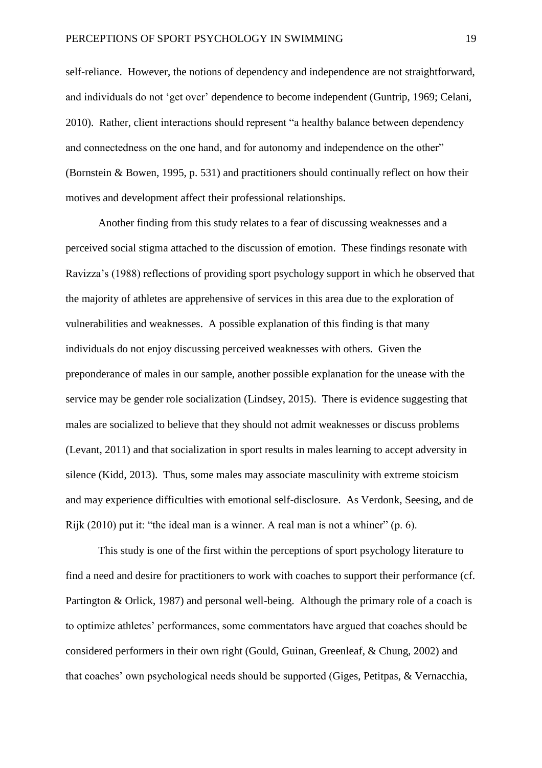self-reliance. However, the notions of dependency and independence are not straightforward, and individuals do not 'get over' dependence to become independent (Guntrip, 1969; Celani, 2010). Rather, client interactions should represent "a healthy balance between dependency and connectedness on the one hand, and for autonomy and independence on the other" (Bornstein & Bowen, 1995, p. 531) and practitioners should continually reflect on how their motives and development affect their professional relationships.

Another finding from this study relates to a fear of discussing weaknesses and a perceived social stigma attached to the discussion of emotion. These findings resonate with Ravizza's (1988) reflections of providing sport psychology support in which he observed that the majority of athletes are apprehensive of services in this area due to the exploration of vulnerabilities and weaknesses. A possible explanation of this finding is that many individuals do not enjoy discussing perceived weaknesses with others. Given the preponderance of males in our sample, another possible explanation for the unease with the service may be gender role socialization (Lindsey, 2015). There is evidence suggesting that males are socialized to believe that they should not admit weaknesses or discuss problems (Levant, 2011) and that socialization in sport results in males learning to accept adversity in silence (Kidd, 2013). Thus, some males may associate masculinity with extreme stoicism and may experience difficulties with emotional self-disclosure. As Verdonk, Seesing, and de Rijk (2010) put it: "the ideal man is a winner. A real man is not a whiner" (p. 6).

This study is one of the first within the perceptions of sport psychology literature to find a need and desire for practitioners to work with coaches to support their performance (cf. Partington & Orlick, 1987) and personal well-being. Although the primary role of a coach is to optimize athletes' performances, some commentators have argued that coaches should be considered performers in their own right (Gould, Guinan, Greenleaf, & Chung, 2002) and that coaches' own psychological needs should be supported (Giges, Petitpas, & Vernacchia,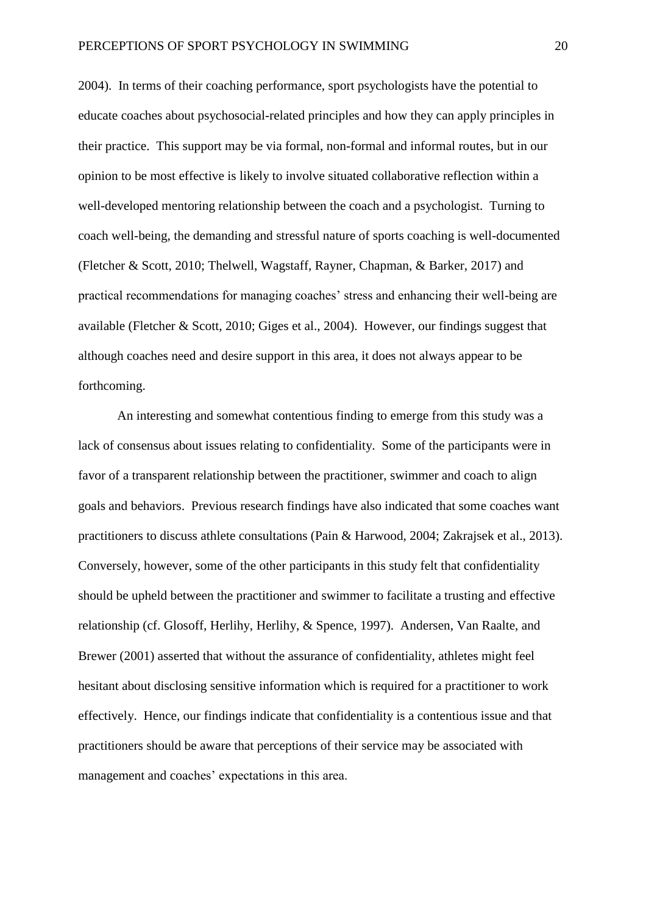2004). In terms of their coaching performance, sport psychologists have the potential to educate coaches about psychosocial-related principles and how they can apply principles in their practice. This support may be via formal, non-formal and informal routes, but in our opinion to be most effective is likely to involve situated collaborative reflection within a well-developed mentoring relationship between the coach and a psychologist. Turning to coach well-being, the demanding and stressful nature of sports coaching is well-documented (Fletcher & Scott, 2010; Thelwell, Wagstaff, Rayner, Chapman, & Barker, 2017) and practical recommendations for managing coaches' stress and enhancing their well-being are available (Fletcher & Scott, 2010; Giges et al., 2004). However, our findings suggest that although coaches need and desire support in this area, it does not always appear to be forthcoming.

An interesting and somewhat contentious finding to emerge from this study was a lack of consensus about issues relating to confidentiality. Some of the participants were in favor of a transparent relationship between the practitioner, swimmer and coach to align goals and behaviors. Previous research findings have also indicated that some coaches want practitioners to discuss athlete consultations (Pain & Harwood, 2004; Zakrajsek et al., 2013). Conversely, however, some of the other participants in this study felt that confidentiality should be upheld between the practitioner and swimmer to facilitate a trusting and effective relationship (cf. Glosoff, Herlihy, Herlihy, & Spence, 1997). Andersen, Van Raalte, and Brewer (2001) asserted that without the assurance of confidentiality, athletes might feel hesitant about disclosing sensitive information which is required for a practitioner to work effectively. Hence, our findings indicate that confidentiality is a contentious issue and that practitioners should be aware that perceptions of their service may be associated with management and coaches' expectations in this area.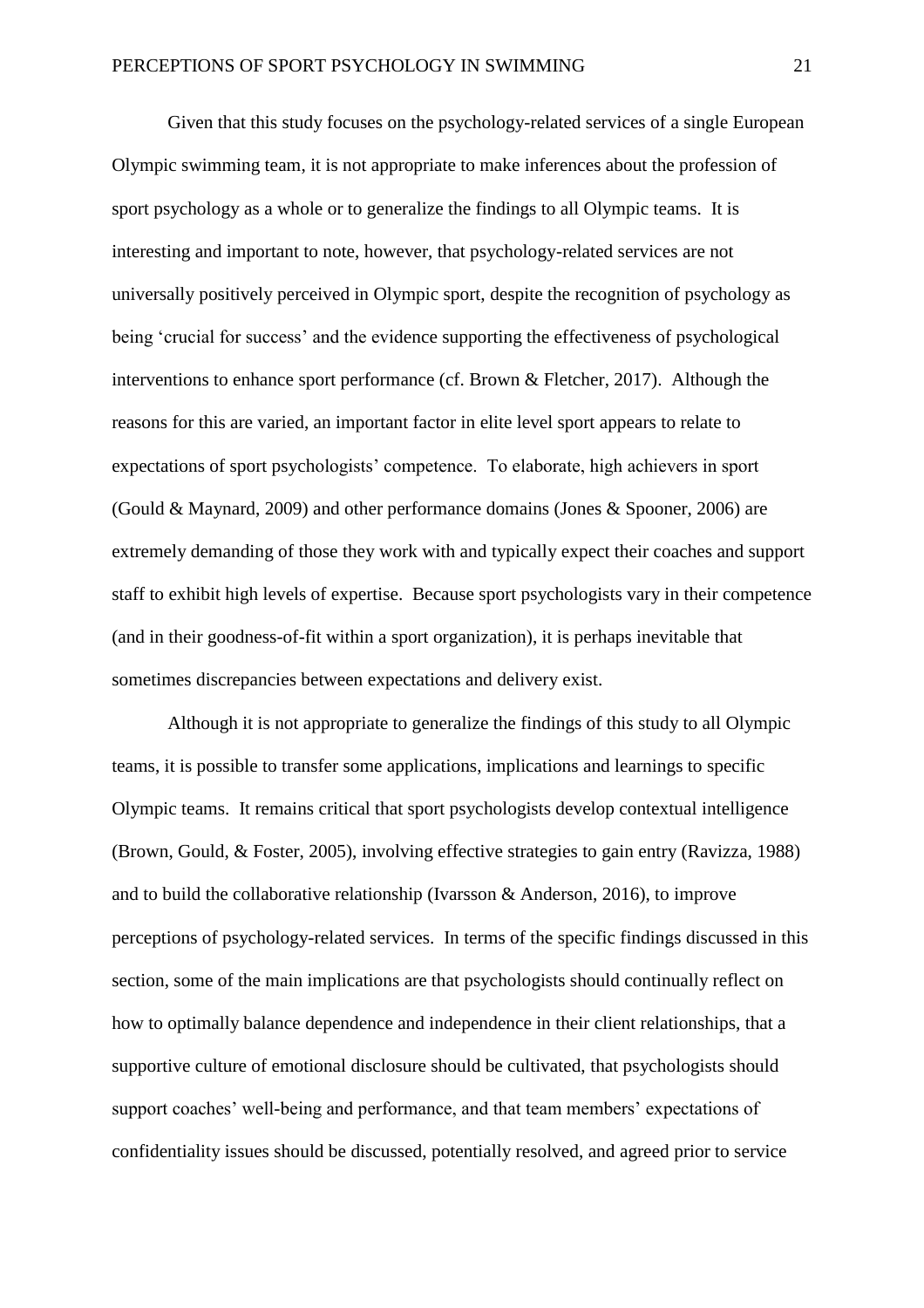Given that this study focuses on the psychology-related services of a single European Olympic swimming team, it is not appropriate to make inferences about the profession of sport psychology as a whole or to generalize the findings to all Olympic teams. It is interesting and important to note, however, that psychology-related services are not universally positively perceived in Olympic sport, despite the recognition of psychology as being 'crucial for success' and the evidence supporting the effectiveness of psychological interventions to enhance sport performance (cf. Brown & Fletcher, 2017). Although the reasons for this are varied, an important factor in elite level sport appears to relate to expectations of sport psychologists' competence. To elaborate, high achievers in sport (Gould & Maynard, 2009) and other performance domains (Jones & Spooner, 2006) are extremely demanding of those they work with and typically expect their coaches and support staff to exhibit high levels of expertise. Because sport psychologists vary in their competence (and in their goodness-of-fit within a sport organization), it is perhaps inevitable that sometimes discrepancies between expectations and delivery exist.

Although it is not appropriate to generalize the findings of this study to all Olympic teams, it is possible to transfer some applications, implications and learnings to specific Olympic teams. It remains critical that sport psychologists develop contextual intelligence (Brown, Gould, & Foster, 2005), involving effective strategies to gain entry (Ravizza, 1988) and to build the collaborative relationship (Ivarsson & Anderson, 2016), to improve perceptions of psychology-related services. In terms of the specific findings discussed in this section, some of the main implications are that psychologists should continually reflect on how to optimally balance dependence and independence in their client relationships, that a supportive culture of emotional disclosure should be cultivated, that psychologists should support coaches' well-being and performance, and that team members' expectations of confidentiality issues should be discussed, potentially resolved, and agreed prior to service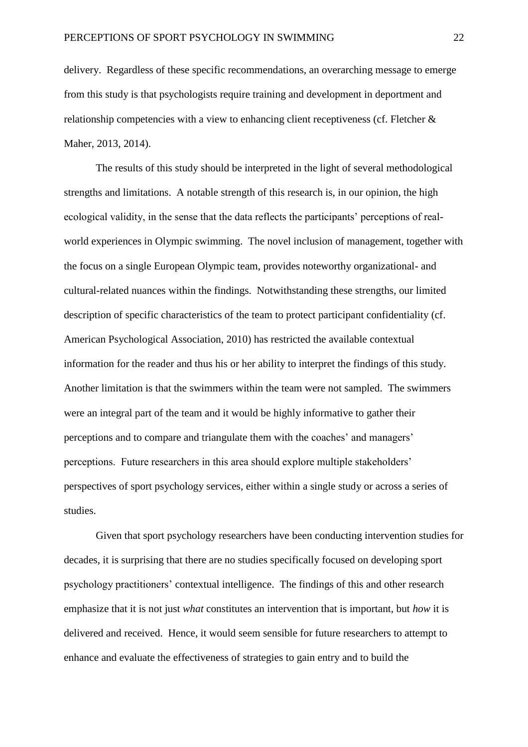delivery. Regardless of these specific recommendations, an overarching message to emerge from this study is that psychologists require training and development in deportment and relationship competencies with a view to enhancing client receptiveness (cf. Fletcher & Maher, 2013, 2014).

The results of this study should be interpreted in the light of several methodological strengths and limitations. A notable strength of this research is, in our opinion, the high ecological validity, in the sense that the data reflects the participants' perceptions of real-world experiences in Olympic swimming. The novel inclusion of management, together with the focus on a single European Olympic team, provides noteworthy organizational- and cultural-related nuances within the findings. Notwithstanding these strengths, our limited description of specific characteristics of the team to protect participant confidentiality (cf. American Psychological Association, 2010) has restricted the available contextual information for the reader and thus his or her ability to interpret the findings of this study. Another limitation is that the swimmers within the team were not sampled. The swimmers were an integral part of the team and it would be highly informative to gather their perceptions and to compare and triangulate them with the coaches' and managers' perceptions. Future researchers in this area should explore multiple stakeholders' perspectives of sport psychology services, either within a single study or across a series of studies.

Given that sport psychology researchers have been conducting intervention studies for decades, it is surprising that there are no studies specifically focused on developing sport psychology practitioners' contextual intelligence. The findings of this and other research emphasize that it is not just *what* constitutes an intervention that is important, but *how* it is delivered and received. Hence, it would seem sensible for future researchers to attempt to enhance and evaluate the effectiveness of strategies to gain entry and to build the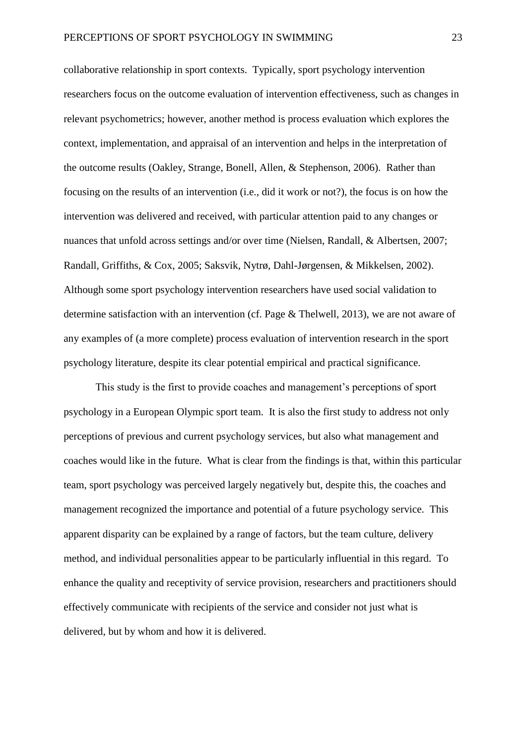collaborative relationship in sport contexts. Typically, sport psychology intervention researchers focus on the outcome evaluation of intervention effectiveness, such as changes in relevant psychometrics; however, another method is process evaluation which explores the context, implementation, and appraisal of an intervention and helps in the interpretation of the outcome results (Oakley, Strange, Bonell, Allen, & Stephenson, 2006). Rather than focusing on the results of an intervention (i.e., did it work or not?), the focus is on how the intervention was delivered and received, with particular attention paid to any changes or nuances that unfold across settings and/or over time (Nielsen, Randall, & Albertsen, 2007; Randall, Griffiths, & Cox, 2005; Saksvik, Nytrø, Dahl-Jørgensen, & Mikkelsen, 2002). Although some sport psychology intervention researchers have used social validation to determine satisfaction with an intervention (cf. Page & Thelwell, 2013), we are not aware of any examples of (a more complete) process evaluation of intervention research in the sport psychology literature, despite its clear potential empirical and practical significance.

This study is the first to provide coaches and management's perceptions of sport psychology in a European Olympic sport team. It is also the first study to address not only perceptions of previous and current psychology services, but also what management and coaches would like in the future. What is clear from the findings is that, within this particular team, sport psychology was perceived largely negatively but, despite this, the coaches and management recognized the importance and potential of a future psychology service. This apparent disparity can be explained by a range of factors, but the team culture, delivery method, and individual personalities appear to be particularly influential in this regard. To enhance the quality and receptivity of service provision, researchers and practitioners should effectively communicate with recipients of the service and consider not just what is delivered, but by whom and how it is delivered.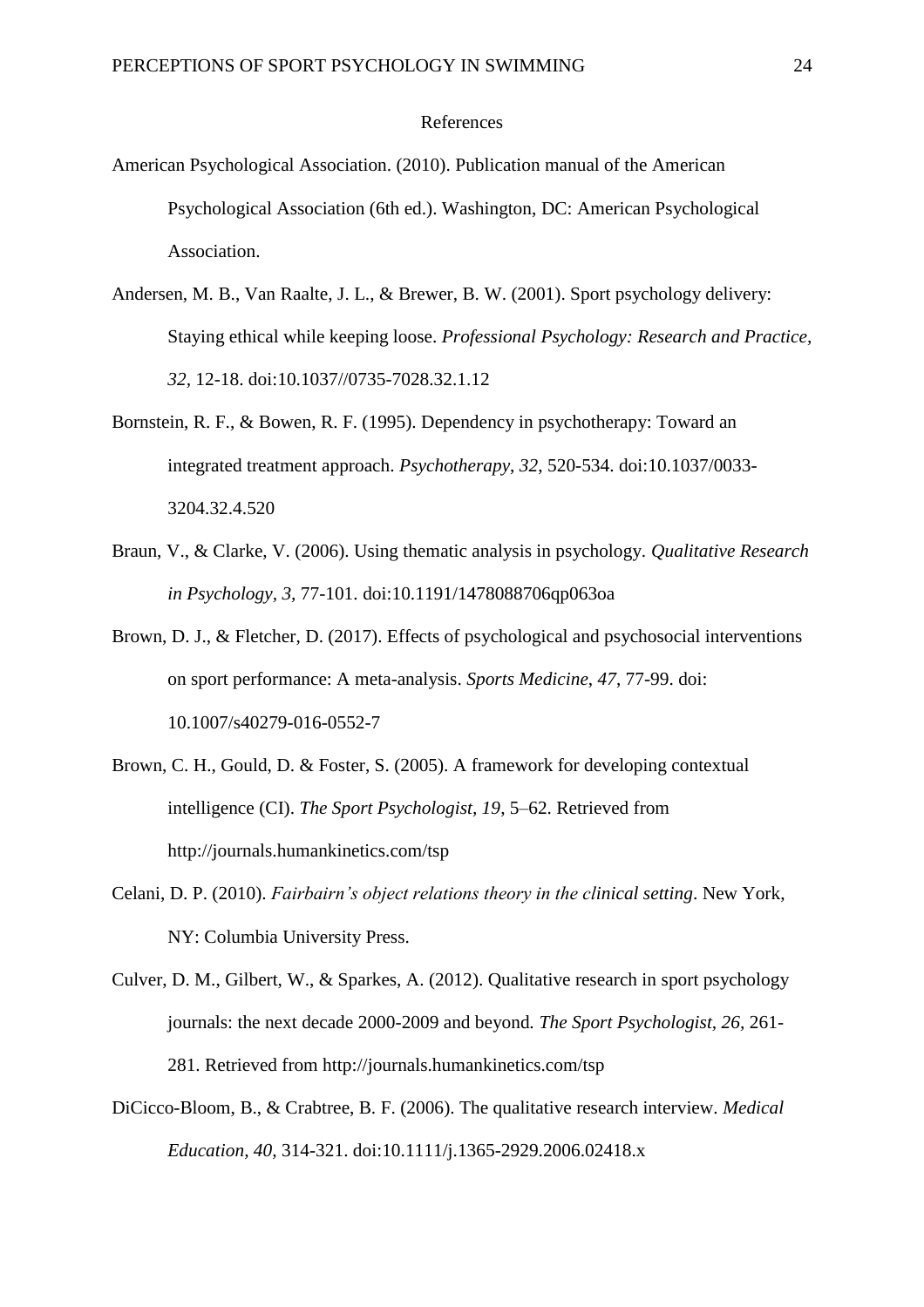# References

American Psychological Association. (2010). Publication manual of the American Psychological Association (6th ed.). Washington, DC: American Psychological Association.

Andersen, M. B., Van Raalte, J. L., & Brewer, B. W. (2001). Sport psychology delivery: Staying ethical while keeping loose. *Professional Psychology: Research and Practice, 32*, 12-18. doi:10.1037//0735-7028.32.1.12

Bornstein, R. F., & Bowen, R. F. (1995). Dependency in psychotherapy: Toward an integrated treatment approach. *Psychotherapy*, *32*, 520-534. doi:10.1037/0033-3204.32.4.520

Braun, V., & Clarke, V. (2006). Using thematic analysis in psychology. *Qualitative Research in Psychology, 3,* 77-101. doi:10.1191/1478088706qp063oa

Brown, D. J., & Fletcher, D. (2017). Effects of psychological and psychosocial interventions on sport performance: A meta-analysis. *Sports Medicine*, *47*, 77-99. doi: 10.1007/s40279-016-0552-7

Brown, C. H., Gould, D. & Foster, S. (2005). A framework for developing contextual intelligence (CI). *The Sport Psychologist, 19*, 5–62. Retrieved from http://journals.humankinetics.com/tsp

Celani, D. P. (2010). *Fairbairn's object relations theory in the clinical setting*. New York, NY: Columbia University Press.

Culver, D. M., Gilbert, W., & Sparkes, A. (2012). Qualitative research in sport psychology journals: the next decade 2000-2009 and beyond*. The Sport Psychologist, 26,* 261-281. Retrieved from http://journals.humankinetics.com/tsp

DiCicco-Bloom, B., & Crabtree, B. F. (2006). The qualitative research interview. *Medical Education, 40,* 314-321. doi:10.1111/j.1365-2929.2006.02418.x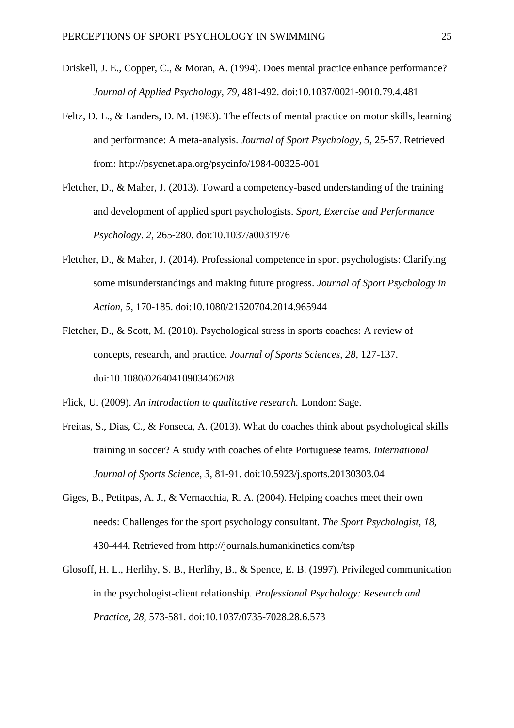Driskell, J. E., Copper, C., & Moran, A. (1994). Does mental practice enhance performance? *Journal of Applied Psychology, 79*, 481-492. doi:10.1037/0021-9010.79.4.481

Feltz, D. L., & Landers, D. M. (1983). The effects of mental practice on motor skills, learning and performance: A meta-analysis. *Journal of Sport Psychology, 5*, 25-57. Retrieved from: http://psycnet.apa.org/psycinfo/1984-00325-001

Fletcher, D., & Maher, J. (2013). Toward a competency-based understanding of the training and development of applied sport psychologists. *Sport, Exercise and Performance Psychology*. *2*, 265-280. doi:10.1037/a0031976

Fletcher, D., & Maher, J. (2014). Professional competence in sport psychologists: Clarifying some misunderstandings and making future progress. *Journal of Sport Psychology in Action*, *5*, 170-185. doi:10.1080/21520704.2014.965944

Fletcher, D., & Scott, M. (2010). Psychological stress in sports coaches: A review of concepts, research, and practice. *Journal of Sports Sciences, 28*, 127-137. doi:10.1080/02640410903406208

Flick, U. (2009). *An introduction to qualitative research.* London: Sage.

Freitas, S., Dias, C., & Fonseca, A. (2013). What do coaches think about psychological skills training in soccer? A study with coaches of elite Portuguese teams. *International Journal of Sports Science, 3,* 81-91. doi:10.5923/j.sports.20130303.04

Giges, B., Petitpas, A. J., & Vernacchia, R. A. (2004). Helping coaches meet their own needs: Challenges for the sport psychology consultant. *The Sport Psychologist, 18,* 430-444. Retrieved from http://journals.humankinetics.com/tsp

Glosoff, H. L., Herlihy, S. B., Herlihy, B., & Spence, E. B. (1997). Privileged communication in the psychologist-client relationship. *Professional Psychology: Research and Practice, 28,* 573-581. doi:10.1037/0735-7028.28.6.573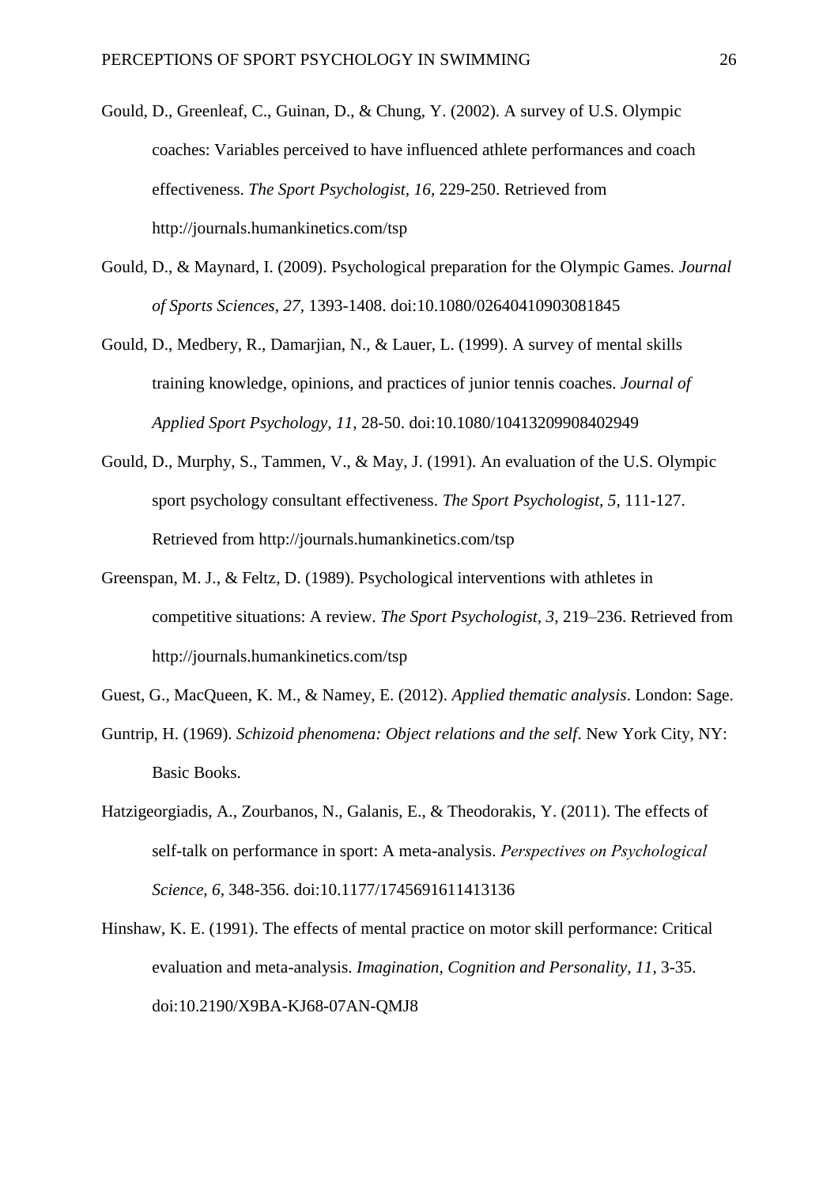Gould, D., Greenleaf, C., Guinan, D., & Chung, Y. (2002). A survey of U.S. Olympic coaches: Variables perceived to have influenced athlete performances and coach effectiveness. *The Sport Psychologist, 16,* 229-250. Retrieved from http://journals.humankinetics.com/tsp

Gould, D., & Maynard, I. (2009). Psychological preparation for the Olympic Games. *Journal of Sports Sciences, 27,* 1393-1408. doi:10.1080/02640410903081845

Gould, D., Medbery, R., Damarjian, N., & Lauer, L. (1999). A survey of mental skills training knowledge, opinions, and practices of junior tennis coaches. *Journal of Applied Sport Psychology, 11,* 28-50. doi:10.1080/10413209908402949

Gould, D., Murphy, S., Tammen, V., & May, J. (1991). An evaluation of the U.S. Olympic sport psychology consultant effectiveness. *The Sport Psychologist, 5,* 111-127. Retrieved from http://journals.humankinetics.com/tsp

Greenspan, M. J., & Feltz, D. (1989). Psychological interventions with athletes in competitive situations: A review. *The Sport Psychologist, 3,* 219–236. Retrieved from http://journals.humankinetics.com/tsp

Guest, G., MacQueen, K. M., & Namey, E. (2012). *Applied thematic analysis*. London: Sage.

Guntrip, H. (1969). *Schizoid phenomena: Object relations and the self*. New York City, NY: Basic Books.

Hatzigeorgiadis, A., Zourbanos, N., Galanis, E., & Theodorakis, Y. (2011). The effects of self-talk on performance in sport: A meta-analysis. *Perspectives on Psychological Science, 6,* 348-356. doi:10.1177/1745691611413136

Hinshaw, K. E. (1991). The effects of mental practice on motor skill performance: Critical evaluation and meta-analysis. *Imagination, Cognition and Personality*, *11*, 3-35. doi:10.2190/X9BA-KJ68-07AN-QMJ8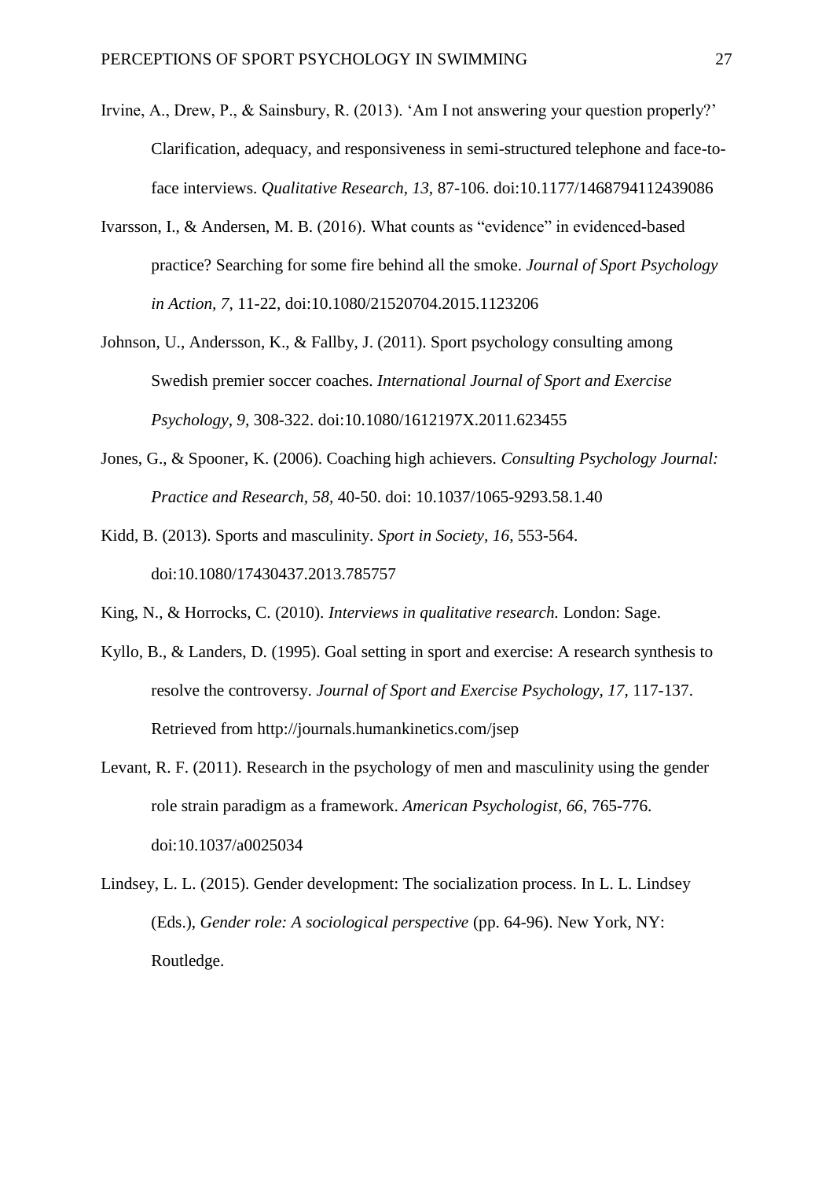Irvine, A., Drew, P., & Sainsbury, R. (2013). 'Am I not answering your question properly?' Clarification, adequacy, and responsiveness in semi-structured telephone and face-to-face interviews. *Qualitative Research, 13,* 87-106. doi:10.1177/1468794112439086

Ivarsson, I., & Andersen, M. B. (2016). What counts as "evidence" in evidenced-based practice? Searching for some fire behind all the smoke. *Journal of Sport Psychology in Action, 7,* 11-22, doi:10.1080/21520704.2015.1123206

Johnson, U., Andersson, K., & Fallby, J. (2011). Sport psychology consulting among Swedish premier soccer coaches. *International Journal of Sport and Exercise Psychology, 9,* 308-322. doi:10.1080/1612197X.2011.623455

Jones, G., & Spooner, K. (2006). Coaching high achievers. *Consulting Psychology Journal: Practice and Research, 58,* 40-50. doi: 10.1037/1065-9293.58.1.40

Kidd, B. (2013). Sports and masculinity. *Sport in Society, 16,* 553-564. doi:10.1080/17430437.2013.785757

King, N., & Horrocks, C. (2010). *Interviews in qualitative research.* London: Sage.

Kyllo, B., & Landers, D. (1995). Goal setting in sport and exercise: A research synthesis to resolve the controversy. *Journal of Sport and Exercise Psychology, 17,* 117-137. Retrieved from http://journals.humankinetics.com/jsep

Levant, R. F. (2011). Research in the psychology of men and masculinity using the gender role strain paradigm as a framework. *American Psychologist, 66,* 765-776. doi:10.1037/a0025034

Lindsey, L. L. (2015). Gender development: The socialization process. In L. L. Lindsey (Eds.), *Gender role: A sociological perspective* (pp. 64-96). New York, NY: Routledge.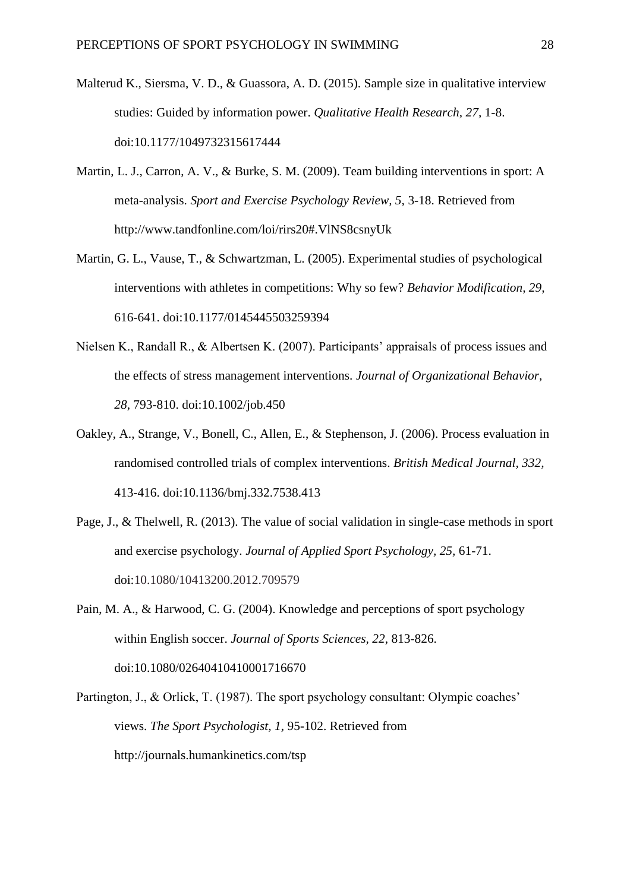Malterud K., Siersma, V. D., & Guassora, A. D. (2015). Sample size in qualitative interview studies: Guided by information power. *Qualitative Health Research, 27,* 1-8. doi:10.1177/1049732315617444

Martin, L. J., Carron, A. V., & Burke, S. M. (2009). Team building interventions in sport: A meta-analysis. *Sport and Exercise Psychology Review, 5,* 3-18. Retrieved from http://www.tandfonline.com/loi/rirs20#.VlNS8csnyUk

Martin, G. L., Vause, T., & Schwartzman, L. (2005). Experimental studies of psychological interventions with athletes in competitions: Why so few? *Behavior Modification, 29,* 616-641. doi:10.1177/0145445503259394

Nielsen K., Randall R., & Albertsen K. (2007). Participants' appraisals of process issues and the effects of stress management interventions. *Journal of Organizational Behavior, 28*, 793-810. doi:10.1002/job.450

Oakley, A., Strange, V., Bonell, C., Allen, E., & Stephenson, J. (2006). Process evaluation in randomised controlled trials of complex interventions. *British Medical Journal, 332,* 413-416. doi:10.1136/bmj.332.7538.413

Page, J., & Thelwell, R. (2013). The value of social validation in single-case methods in sport and exercise psychology. *Journal of Applied Sport Psychology, 25,* 61-71. doi:10.1080/10413200.2012.709579

Pain, M. A., & Harwood, C. G. (2004). Knowledge and perceptions of sport psychology within English soccer. *Journal of Sports Sciences, 22*, 813-826. doi:10.1080/02640410410001716670

Partington, J., & Orlick, T. (1987). The sport psychology consultant: Olympic coaches' views. *The Sport Psychologist, 1,* 95-102. Retrieved from http://journals.humankinetics.com/tsp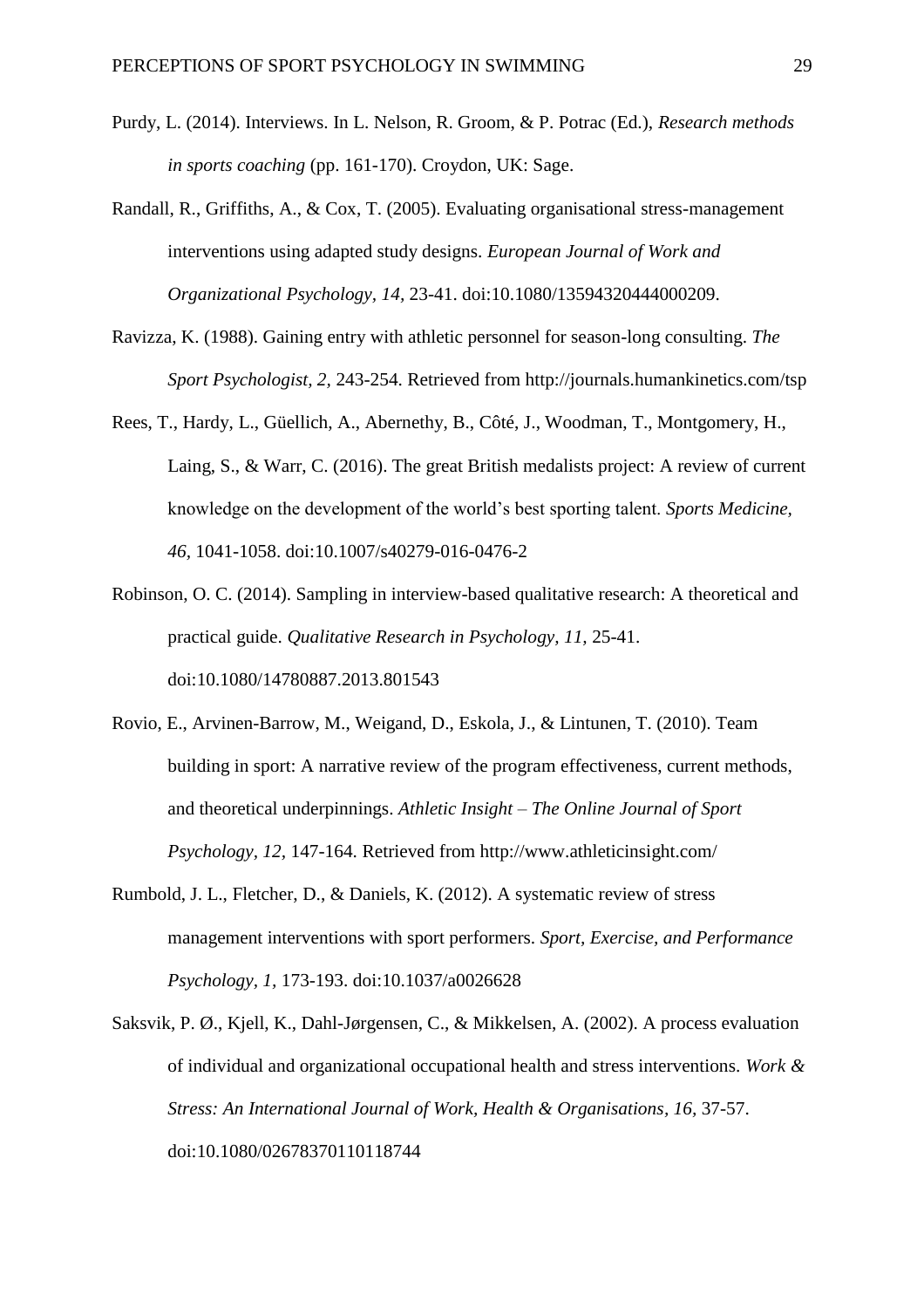Purdy, L. (2014). Interviews. In L. Nelson, R. Groom, & P. Potrac (Ed.), *Research methods in sports coaching* (pp. 161-170). Croydon, UK: Sage.

Randall, R., Griffiths, A., & Cox, T. (2005). Evaluating organisational stress-management interventions using adapted study designs. *European Journal of Work and Organizational Psychology, 14,* 23-41. doi:10.1080/13594320444000209.

Ravizza, K. (1988). Gaining entry with athletic personnel for season-long consulting. *The Sport Psychologist, 2,* 243-254. Retrieved from http://journals.humankinetics.com/tsp

Rees, T., Hardy, L., Güellich, A., Abernethy, B., Côté, J., Woodman, T., Montgomery, H., Laing, S., & Warr, C. (2016). The great British medalists project: A review of current knowledge on the development of the world's best sporting talent. *Sports Medicine, 46,* 1041-1058. doi:10.1007/s40279-016-0476-2

Robinson, O. C. (2014). Sampling in interview-based qualitative research: A theoretical and practical guide. *Qualitative Research in Psychology, 11,* 25-41. doi:10.1080/14780887.2013.801543

Rovio, E., Arvinen-Barrow, M., Weigand, D., Eskola, J., & Lintunen, T. (2010). Team building in sport: A narrative review of the program effectiveness, current methods, and theoretical underpinnings. *Athletic Insight – The Online Journal of Sport Psychology, 12,* 147-164. Retrieved from http://www.athleticinsight.com/

Rumbold, J. L., Fletcher, D., & Daniels, K. (2012). A systematic review of stress management interventions with sport performers. *Sport, Exercise, and Performance Psychology, 1,* 173-193. doi:10.1037/a0026628

Saksvik, P. Ø., Kjell, K., Dahl-Jørgensen, C., & Mikkelsen, A. (2002). A process evaluation of individual and organizational occupational health and stress interventions. *Work & Stress: An International Journal of Work, Health & Organisations, 16,* 37-57. doi:10.1080/02678370110118744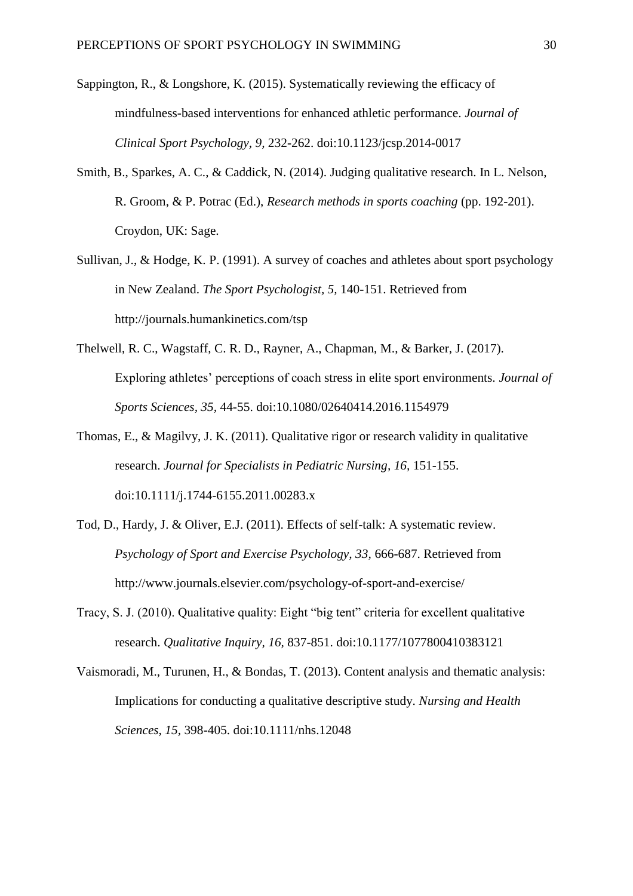Sappington, R., & Longshore, K. (2015). Systematically reviewing the efficacy of mindfulness-based interventions for enhanced athletic performance. *Journal of Clinical Sport Psychology, 9,* 232-262. doi:10.1123/jcsp.2014-0017

Smith, B., Sparkes, A. C., & Caddick, N. (2014). Judging qualitative research. In L. Nelson, R. Groom, & P. Potrac (Ed.), *Research methods in sports coaching* (pp. 192-201). Croydon, UK: Sage.

Sullivan, J., & Hodge, K. P. (1991). A survey of coaches and athletes about sport psychology in New Zealand. *The Sport Psychologist, 5,* 140-151. Retrieved from http://journals.humankinetics.com/tsp

Thelwell, R. C., Wagstaff, C. R. D., Rayner, A., Chapman, M., & Barker, J. (2017). Exploring athletes' perceptions of coach stress in elite sport environments. *Journal of Sports Sciences, 35,* 44-55. doi:10.1080/02640414.2016.1154979

Thomas, E., & Magilvy, J. K. (2011). Qualitative rigor or research validity in qualitative research. *Journal for Specialists in Pediatric Nursing, 16,* 151-155. doi:10.1111/j.1744-6155.2011.00283.x

Tod, D., Hardy, J. & Oliver, E.J. (2011). Effects of self-talk: A systematic review. *Psychology of Sport and Exercise Psychology, 33,* 666-687. Retrieved from http://www.journals.elsevier.com/psychology-of-sport-and-exercise/

Tracy, S. J. (2010). Qualitative quality: Eight "big tent" criteria for excellent qualitative research. *Qualitative Inquiry, 16,* 837-851. doi:10.1177/1077800410383121

Vaismoradi, M., Turunen, H., & Bondas, T. (2013). Content analysis and thematic analysis: Implications for conducting a qualitative descriptive study. *Nursing and Health Sciences, 15,* 398-405. doi:10.1111/nhs.12048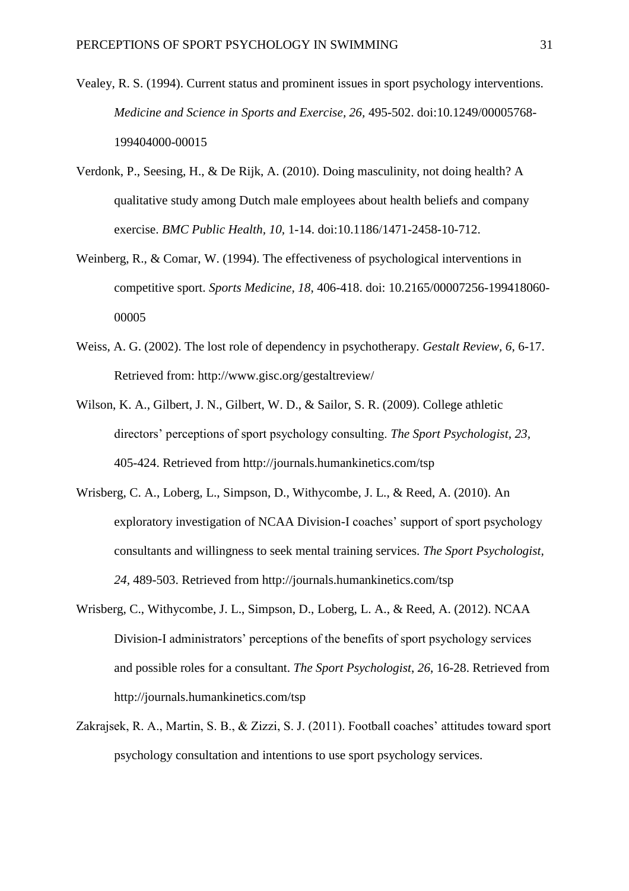Vealey, R. S. (1994). Current status and prominent issues in sport psychology interventions. *Medicine and Science in Sports and Exercise, 26*, 495-502. doi:10.1249/00005768-199404000-00015

Verdonk, P., Seesing, H., & De Rijk, A. (2010). Doing masculinity, not doing health? A qualitative study among Dutch male employees about health beliefs and company exercise. *BMC Public Health, 10,* 1-14. doi:10.1186/1471-2458-10-712.

Weinberg, R., & Comar, W. (1994). The effectiveness of psychological interventions in competitive sport. *Sports Medicine, 18*, 406-418. doi: 10.2165/00007256-199418060-00005

Weiss, A. G. (2002). The lost role of dependency in psychotherapy. *Gestalt Review, 6*, 6-17. Retrieved from: http://www.gisc.org/gestaltreview/

Wilson, K. A., Gilbert, J. N., Gilbert, W. D., & Sailor, S. R. (2009). College athletic directors' perceptions of sport psychology consulting. *The Sport Psychologist, 23*, 405-424. Retrieved from http://journals.humankinetics.com/tsp

Wrisberg, C. A., Loberg, L., Simpson, D., Withycombe, J. L., & Reed, A. (2010). An exploratory investigation of NCAA Division-I coaches' support of sport psychology consultants and willingness to seek mental training services. *The Sport Psychologist, 24*, 489-503. Retrieved from http://journals.humankinetics.com/tsp

Wrisberg, C., Withycombe, J. L., Simpson, D., Loberg, L. A., & Reed, A. (2012). NCAA Division-I administrators' perceptions of the benefits of sport psychology services and possible roles for a consultant. *The Sport Psychologist, 26*, 16-28. Retrieved from http://journals.humankinetics.com/tsp

Zakrajsek, R. A., Martin, S. B., & Zizzi, S. J. (2011). Football coaches' attitudes toward sport psychology consultation and intentions to use sport psychology services.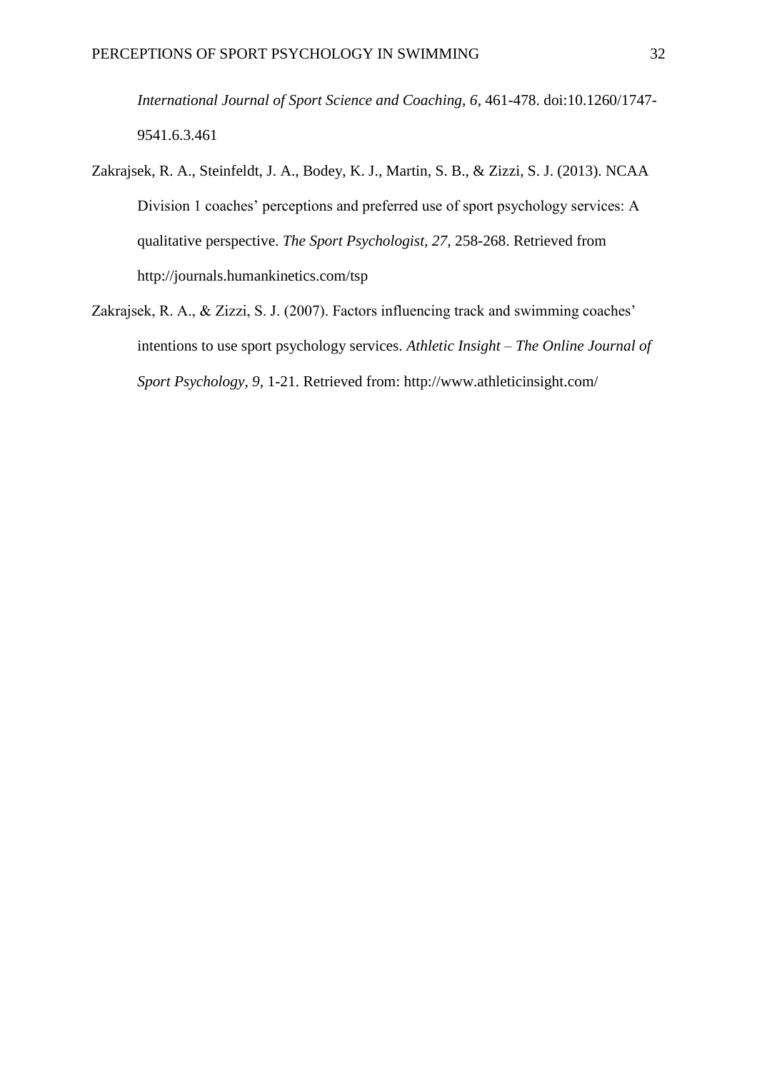*International Journal of Sport Science and Coaching, 6*, 461-478. doi:10.1260/1747-9541.6.3.461

Zakrajsek, R. A., Steinfeldt, J. A., Bodey, K. J., Martin, S. B., & Zizzi, S. J. (2013). NCAA Division 1 coaches' perceptions and preferred use of sport psychology services: A qualitative perspective. *The Sport Psychologist, 27*, 258-268. Retrieved from http://journals.humankinetics.com/tsp

Zakrajsek, R. A., & Zizzi, S. J. (2007). Factors influencing track and swimming coaches' intentions to use sport psychology services. *Athletic Insight – The Online Journal of Sport Psychology, 9*, 1-21. Retrieved from: http://www.athleticinsight.com/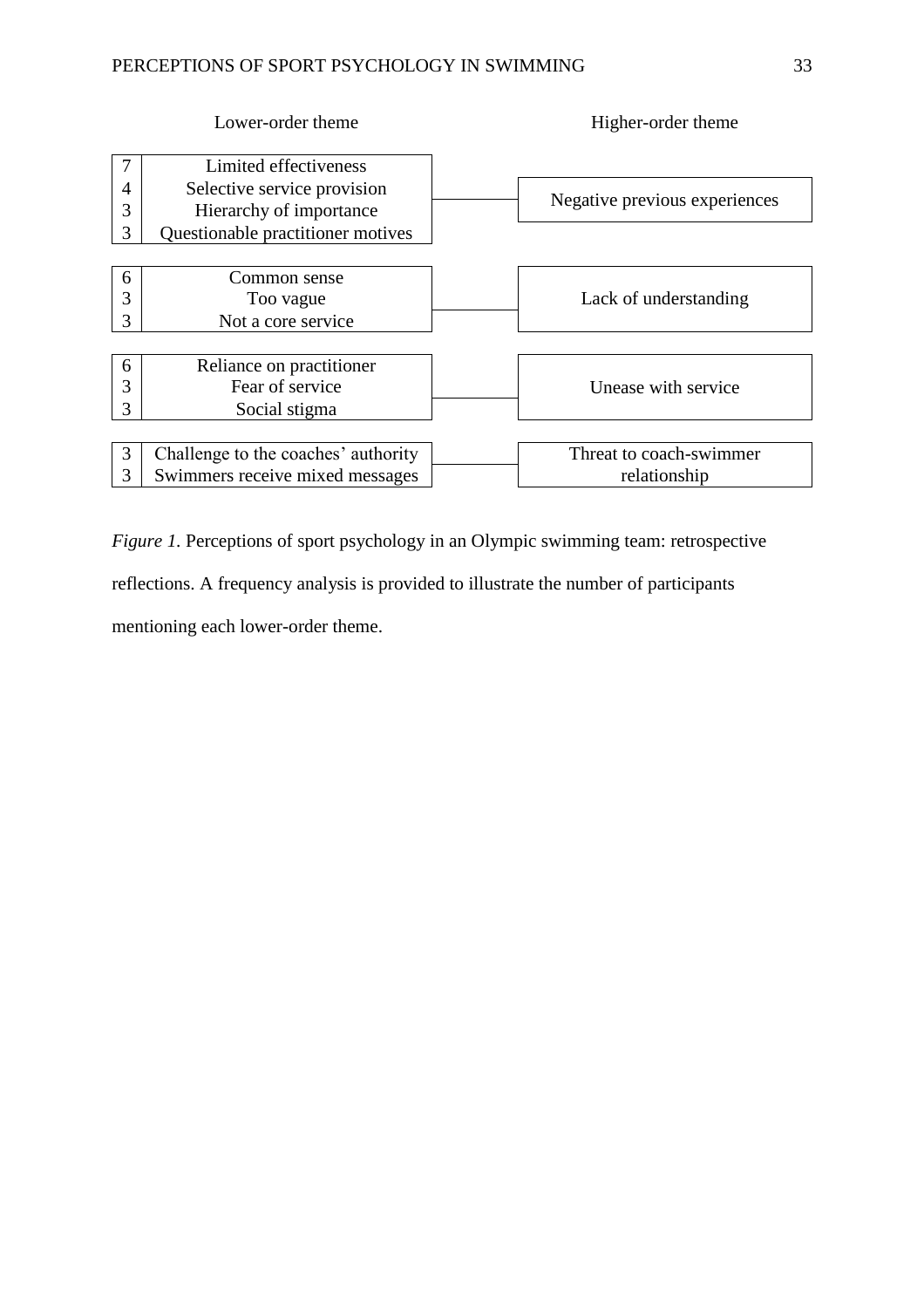| Frequency | Lower-order theme | Higher-order theme |
|---|---|---|
| 7 | Limited effectiveness | Negative previous experiences |
| 4 | Selective service provision | |
| 3 | Hierarchy of importance | |
| 3 | Questionable practitioner motives | |
| 6 | Common sense | Lack of understanding |
| 3 | Too vague | |
| 3 | Not a core service | |
| 6 | Reliance on practitioner | Unease with service |
| 3 | Fear of service | |
| 3 | Social stigma | |
| 3 | Challenge to the coaches' authority | Threat to coach-swimmer relationship |
| 3 | Swimmers receive mixed messages | |

*Figure 1.* Perceptions of sport psychology in an Olympic swimming team: retrospective reflections. A frequency analysis is provided to illustrate the number of participants mentioning each lower-order theme.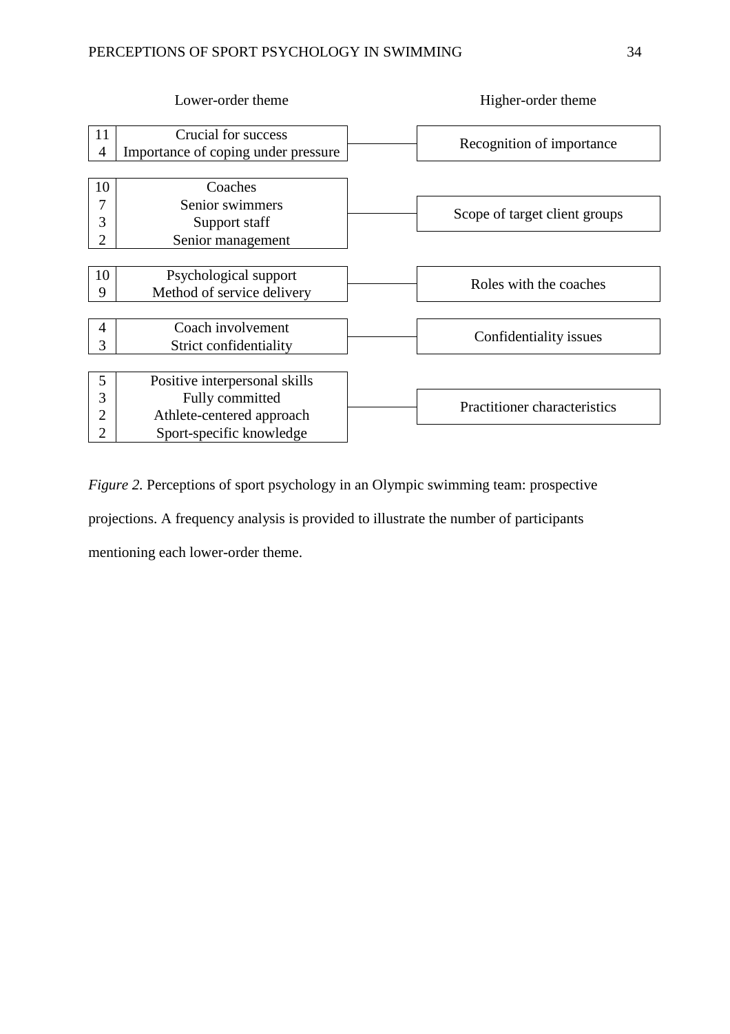Lower-order theme

Higher-order theme

11 Crucial for success
4 Importance of coping under pressure

Recognition of importance

10 Coaches
7 Senior swimmers
3 Support staff
2 Senior management

Scope of target client groups

10 Psychological support
9 Method of service delivery

Roles with the coaches

4 Coach involvement
3 Strict confidentiality

Confidentiality issues

5 Positive interpersonal skills
3 Fully committed
2 Athlete-centered approach
2 Sport-specific knowledge

Practitioner characteristics

*Figure 2.* Perceptions of sport psychology in an Olympic swimming team: prospective projections. A frequency analysis is provided to illustrate the number of participants mentioning each lower-order theme.